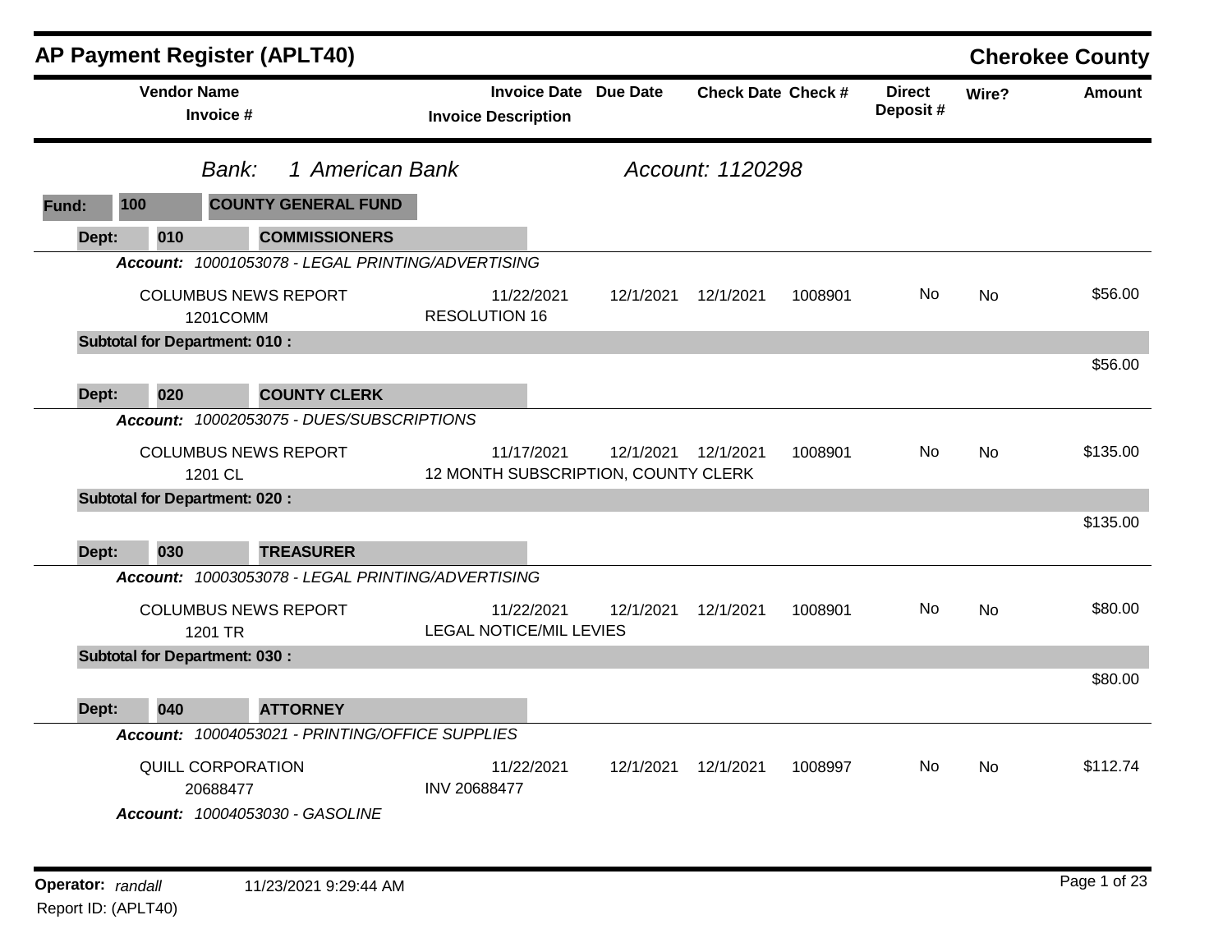# AP Payment Register (APLT40)

## Cherokee County

| Vendor Name / Invoice # | Invoice Date / Invoice Description | Due Date | Check Date | Check # | Direct Deposit # | Wire? | Amount |
|---|---|---|---|---|---|---|---|

*Bank:* *1 American Bank* *Account: 1120298*

**Fund: 100 COUNTY GENERAL FUND**

**Dept: 010 COMMISSIONERS**

***Account:*** *10001053078 - LEGAL PRINTING/ADVERTISING*

| Vendor Name / Invoice # | Invoice Date / Invoice Description | Due Date | Check Date | Check # | Direct Deposit # | Wire? | Amount |
|---|---|---|---|---|---|---|---|
| COLUMBUS NEWS REPORT<br>1201COMM | 11/22/2021<br>RESOLUTION 16 | 12/1/2021 | 12/1/2021 | 1008901 | No | No | $56.00 |
| **Subtotal for Department: 010 :** | | | | | | | $56.00 |

**Dept: 020 COUNTY CLERK**

***Account:*** *10002053075 - DUES/SUBSCRIPTIONS*

| Vendor Name / Invoice # | Invoice Date / Invoice Description | Due Date | Check Date | Check # | Direct Deposit # | Wire? | Amount |
|---|---|---|---|---|---|---|---|
| COLUMBUS NEWS REPORT<br>1201 CL | 11/17/2021<br>12 MONTH SUBSCRIPTION, COUNTY CLERK | 12/1/2021 | 12/1/2021 | 1008901 | No | No | $135.00 |
| **Subtotal for Department: 020 :** | | | | | | | $135.00 |

**Dept: 030 TREASURER**

***Account:*** *10003053078 - LEGAL PRINTING/ADVERTISING*

| Vendor Name / Invoice # | Invoice Date / Invoice Description | Due Date | Check Date | Check # | Direct Deposit # | Wire? | Amount |
|---|---|---|---|---|---|---|---|
| COLUMBUS NEWS REPORT<br>1201 TR | 11/22/2021<br>LEGAL NOTICE/MIL LEVIES | 12/1/2021 | 12/1/2021 | 1008901 | No | No | $80.00 |
| **Subtotal for Department: 030 :** | | | | | | | $80.00 |

**Dept: 040 ATTORNEY**

***Account:*** *10004053021 - PRINTING/OFFICE SUPPLIES*

| Vendor Name / Invoice # | Invoice Date / Invoice Description | Due Date | Check Date | Check # | Direct Deposit # | Wire? | Amount |
|---|---|---|---|---|---|---|---|
| QUILL CORPORATION<br>20688477 | 11/22/2021<br>INV 20688477 | 12/1/2021 | 12/1/2021 | 1008997 | No | No | $112.74 |

***Account:*** *10004053030 - GASOLINE*

**Operator:** *randall* 11/23/2021 9:29:44 AM

Report ID: (APLT40)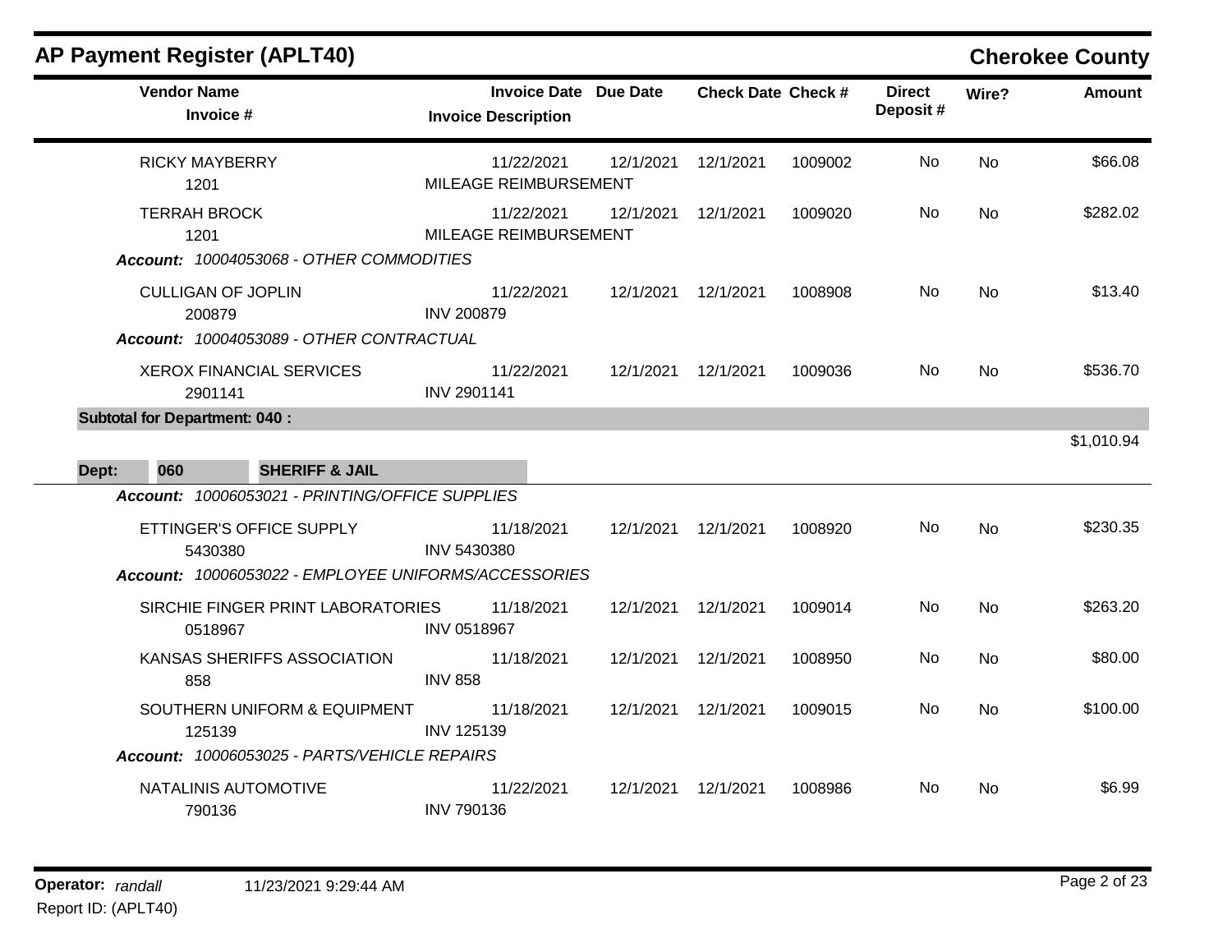## AP Payment Register (APLT40)

**Cherokee County**

| Vendor Name / Invoice # | Invoice Date / Invoice Description | Due Date | Check Date | Check # | Direct Deposit # | Wire? | Amount |
|---|---|---|---|---|---|---|---|
| RICKY MAYBERRY<br>1201 | 11/22/2021<br>MILEAGE REIMBURSEMENT | 12/1/2021 | 12/1/2021 | 1009002 | No | No | $66.08 |
| TERRAH BROCK<br>1201 | 11/22/2021<br>MILEAGE REIMBURSEMENT | 12/1/2021 | 12/1/2021 | 1009020 | No | No | $282.02 |
| ***Account:*** *10004053068 - OTHER COMMODITIES* | | | | | | | |
| CULLIGAN OF JOPLIN<br>200879 | 11/22/2021<br>INV 200879 | 12/1/2021 | 12/1/2021 | 1008908 | No | No | $13.40 |
| ***Account:*** *10004053089 - OTHER CONTRACTUAL* | | | | | | | |
| XEROX FINANCIAL SERVICES<br>2901141 | 11/22/2021<br>INV 2901141 | 12/1/2021 | 12/1/2021 | 1009036 | No | No | $536.70 |
| **Subtotal for Department: 040 :** | | | | | | | $1,010.94 |

**Dept: 060 SHERIFF & JAIL**

| Vendor Name / Invoice # | Invoice Date / Invoice Description | Due Date | Check Date | Check # | Direct Deposit # | Wire? | Amount |
|---|---|---|---|---|---|---|---|
| ***Account:*** *10006053021 - PRINTING/OFFICE SUPPLIES* | | | | | | | |
| ETTINGER'S OFFICE SUPPLY<br>5430380 | 11/18/2021<br>INV 5430380 | 12/1/2021 | 12/1/2021 | 1008920 | No | No | $230.35 |
| ***Account:*** *10006053022 - EMPLOYEE UNIFORMS/ACCESSORIES* | | | | | | | |
| SIRCHIE FINGER PRINT LABORATORIES<br>0518967 | 11/18/2021<br>INV 0518967 | 12/1/2021 | 12/1/2021 | 1009014 | No | No | $263.20 |
| KANSAS SHERIFFS ASSOCIATION<br>858 | 11/18/2021<br>INV 858 | 12/1/2021 | 12/1/2021 | 1008950 | No | No | $80.00 |
| SOUTHERN UNIFORM & EQUIPMENT<br>125139 | 11/18/2021<br>INV 125139 | 12/1/2021 | 12/1/2021 | 1009015 | No | No | $100.00 |
| ***Account:*** *10006053025 - PARTS/VEHICLE REPAIRS* | | | | | | | |
| NATALINIS AUTOMOTIVE<br>790136 | 11/22/2021<br>INV 790136 | 12/1/2021 | 12/1/2021 | 1008986 | No | No | $6.99 |

**Operator:** *randall* 11/23/2021 9:29:44 AM

Report ID: (APLT40)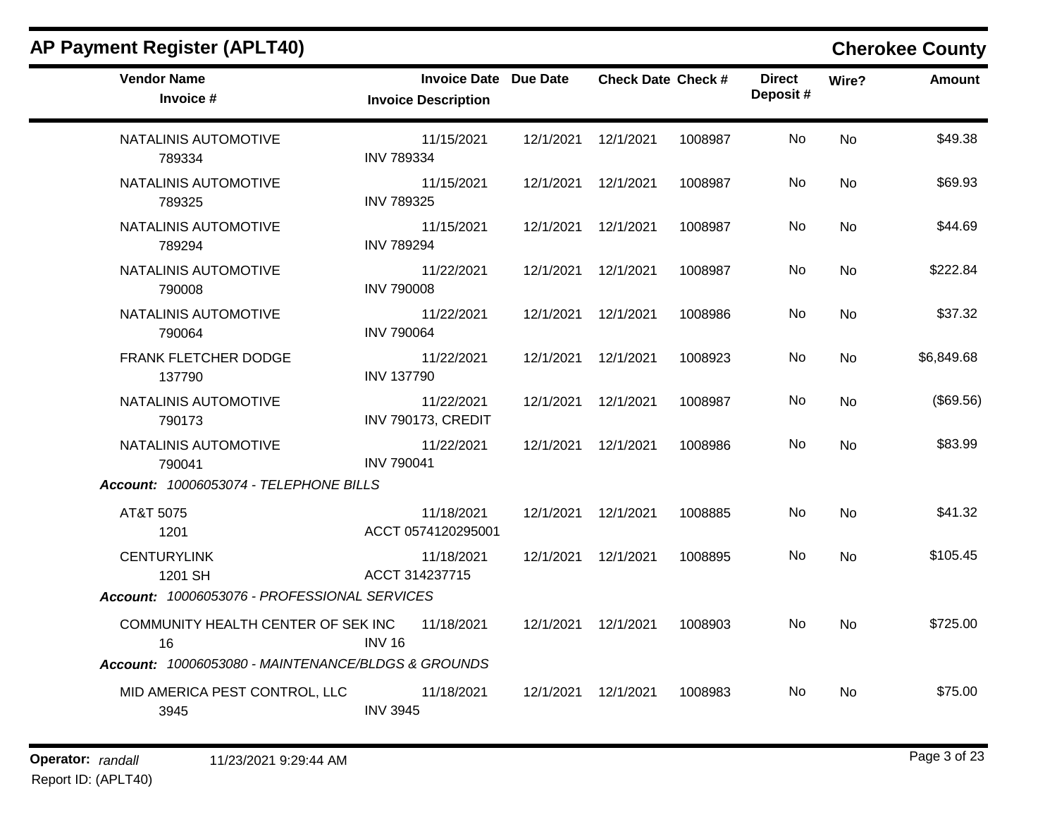## AP Payment Register (APLT40)

**Cherokee County**

| Vendor Name / Invoice # | Invoice Date / Invoice Description | Due Date | Check Date | Check # | Direct Deposit # | Wire? | Amount |
|---|---|---|---|---|---|---|---|
| NATALINIS AUTOMOTIVE 789334 | 11/15/2021 INV 789334 | 12/1/2021 | 12/1/2021 | 1008987 | No | No | $49.38 |
| NATALINIS AUTOMOTIVE 789325 | 11/15/2021 INV 789325 | 12/1/2021 | 12/1/2021 | 1008987 | No | No | $69.93 |
| NATALINIS AUTOMOTIVE 789294 | 11/15/2021 INV 789294 | 12/1/2021 | 12/1/2021 | 1008987 | No | No | $44.69 |
| NATALINIS AUTOMOTIVE 790008 | 11/22/2021 INV 790008 | 12/1/2021 | 12/1/2021 | 1008987 | No | No | $222.84 |
| NATALINIS AUTOMOTIVE 790064 | 11/22/2021 INV 790064 | 12/1/2021 | 12/1/2021 | 1008986 | No | No | $37.32 |
| FRANK FLETCHER DODGE 137790 | 11/22/2021 INV 137790 | 12/1/2021 | 12/1/2021 | 1008923 | No | No | $6,849.68 |
| NATALINIS AUTOMOTIVE 790173 | 11/22/2021 INV 790173, CREDIT | 12/1/2021 | 12/1/2021 | 1008987 | No | No | ($69.56) |
| NATALINIS AUTOMOTIVE 790041 | 11/22/2021 INV 790041 | 12/1/2021 | 12/1/2021 | 1008986 | No | No | $83.99 |
| ***Account:** 10006053074 - TELEPHONE BILLS* | | | | | | | |
| AT&T 5075 1201 | 11/18/2021 ACCT 0574120295001 | 12/1/2021 | 12/1/2021 | 1008885 | No | No | $41.32 |
| CENTURYLINK 1201 SH | 11/18/2021 ACCT 314237715 | 12/1/2021 | 12/1/2021 | 1008895 | No | No | $105.45 |
| ***Account:** 10006053076 - PROFESSIONAL SERVICES* | | | | | | | |
| COMMUNITY HEALTH CENTER OF SEK INC 16 | 11/18/2021 INV 16 | 12/1/2021 | 12/1/2021 | 1008903 | No | No | $725.00 |
| ***Account:** 10006053080 - MAINTENANCE/BLDGS & GROUNDS* | | | | | | | |
| MID AMERICA PEST CONTROL, LLC 3945 | 11/18/2021 INV 3945 | 12/1/2021 | 12/1/2021 | 1008983 | No | No | $75.00 |

**Operator:** *randall* 11/23/2021 9:29:44 AM

Report ID: (APLT40)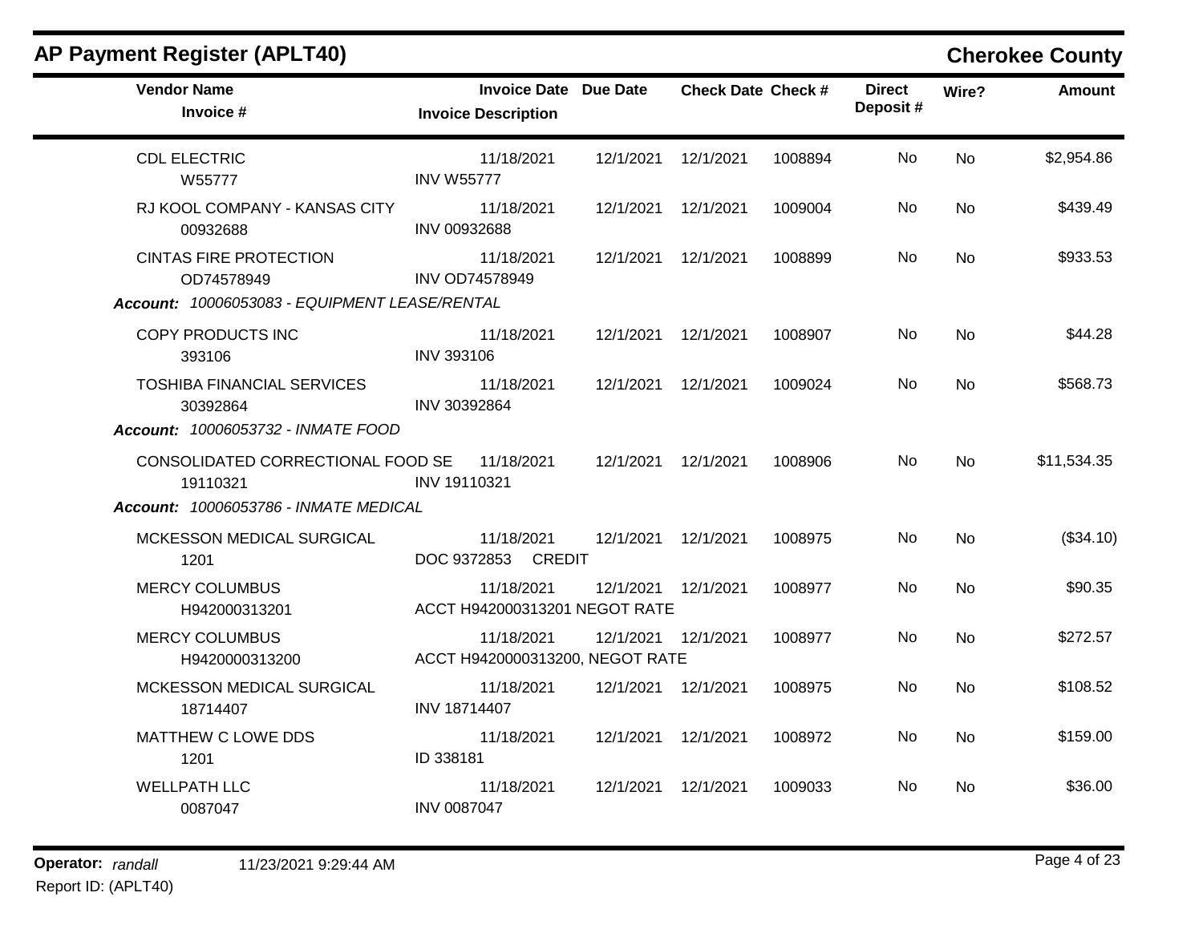## AP Payment Register (APLT40)

**Cherokee County**

| Vendor Name / Invoice # | Invoice Date / Invoice Description | Due Date | Check Date | Check # | Direct Deposit # | Wire? | Amount |
|---|---|---|---|---|---|---|---|
| CDL ELECTRIC<br>W55777 | 11/18/2021<br>INV W55777 | 12/1/2021 | 12/1/2021 | 1008894 | No | No | $2,954.86 |
| RJ KOOL COMPANY - KANSAS CITY<br>00932688 | 11/18/2021<br>INV 00932688 | 12/1/2021 | 12/1/2021 | 1009004 | No | No | $439.49 |
| CINTAS FIRE PROTECTION<br>OD74578949 | 11/18/2021<br>INV OD74578949 | 12/1/2021 | 12/1/2021 | 1008899 | No | No | $933.53 |
| ***Account:** 10006053083 - EQUIPMENT LEASE/RENTAL* | | | | | | | |
| COPY PRODUCTS INC<br>393106 | 11/18/2021<br>INV 393106 | 12/1/2021 | 12/1/2021 | 1008907 | No | No | $44.28 |
| TOSHIBA FINANCIAL SERVICES<br>30392864 | 11/18/2021<br>INV 30392864 | 12/1/2021 | 12/1/2021 | 1009024 | No | No | $568.73 |
| ***Account:** 10006053732 - INMATE FOOD* | | | | | | | |
| CONSOLIDATED CORRECTIONAL FOOD SE<br>19110321 | 11/18/2021<br>INV 19110321 | 12/1/2021 | 12/1/2021 | 1008906 | No | No | $11,534.35 |
| ***Account:** 10006053786 - INMATE MEDICAL* | | | | | | | |
| MCKESSON MEDICAL SURGICAL<br>1201 | 11/18/2021<br>DOC 9372853 CREDIT | 12/1/2021 | 12/1/2021 | 1008975 | No | No | ($34.10) |
| MERCY COLUMBUS<br>H942000313201 | 11/18/2021<br>ACCT H942000313201 NEGOT RATE | 12/1/2021 | 12/1/2021 | 1008977 | No | No | $90.35 |
| MERCY COLUMBUS<br>H9420000313200 | 11/18/2021<br>ACCT H9420000313200, NEGOT RATE | 12/1/2021 | 12/1/2021 | 1008977 | No | No | $272.57 |
| MCKESSON MEDICAL SURGICAL<br>18714407 | 11/18/2021<br>INV 18714407 | 12/1/2021 | 12/1/2021 | 1008975 | No | No | $108.52 |
| MATTHEW C LOWE DDS<br>1201 | 11/18/2021<br>ID 338181 | 12/1/2021 | 12/1/2021 | 1008972 | No | No | $159.00 |
| WELLPATH LLC<br>0087047 | 11/18/2021<br>INV 0087047 | 12/1/2021 | 12/1/2021 | 1009033 | No | No | $36.00 |

**Operator:** *randall* 11/23/2021 9:29:44 AM

Report ID: (APLT40)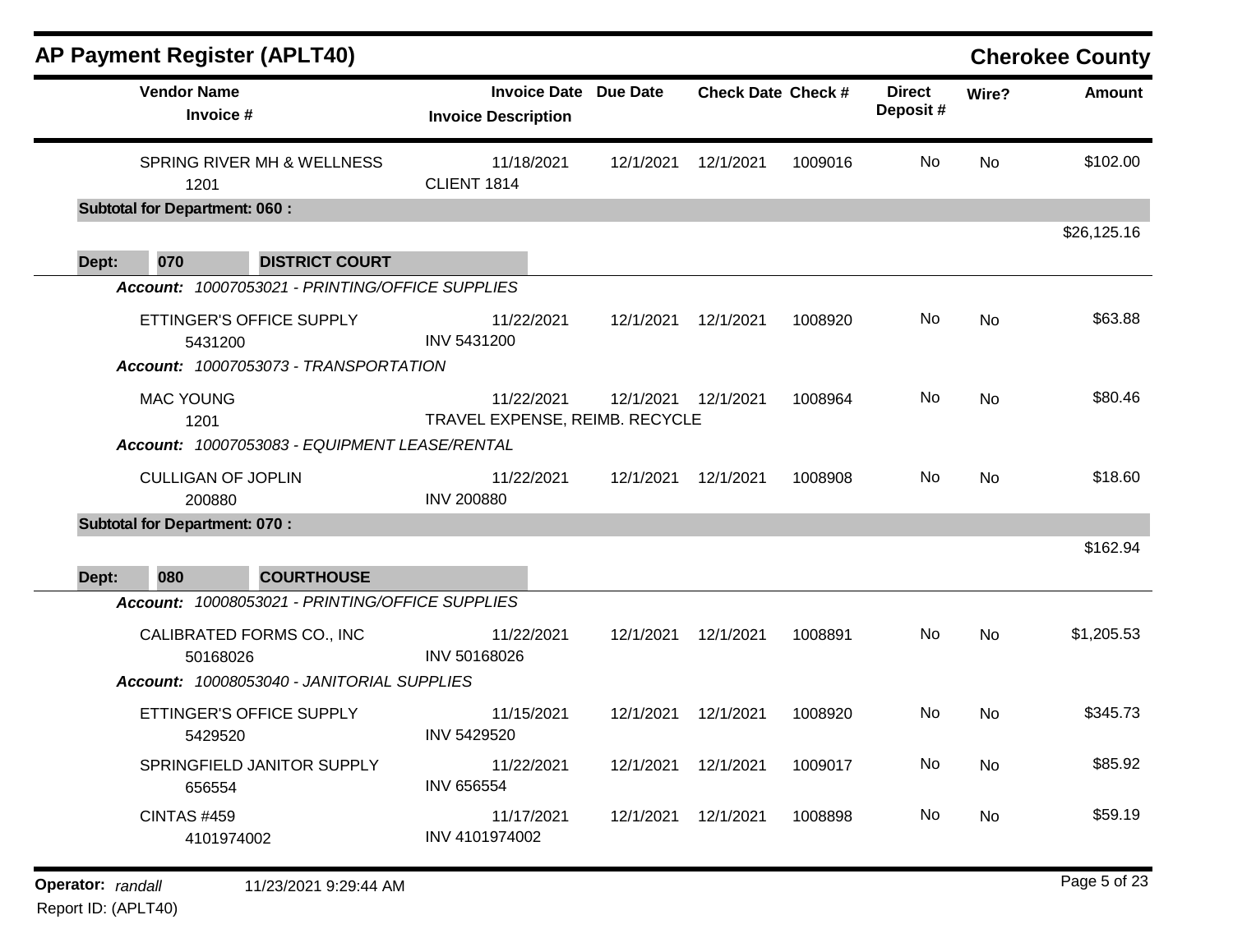## AP Payment Register (APLT40)

**Cherokee County**

| Vendor Name / Invoice # | Invoice Date / Invoice Description | Due Date | Check Date | Check # | Direct Deposit # | Wire? | Amount |
|---|---|---|---|---|---|---|---|
| SPRING RIVER MH & WELLNESS 1201 | 11/18/2021 CLIENT 1814 | 12/1/2021 | 12/1/2021 | 1009016 | No | No | $102.00 |
| **Subtotal for Department: 060 :** | | | | | | | $26,125.16 |

**Dept: 070 DISTRICT COURT**

*Account: 10007053021 - PRINTING/OFFICE SUPPLIES*

| Vendor Name / Invoice # | Invoice Date / Invoice Description | Due Date | Check Date | Check # | Direct Deposit # | Wire? | Amount |
|---|---|---|---|---|---|---|---|
| ETTINGER'S OFFICE SUPPLY 5431200 | 11/22/2021 INV 5431200 | 12/1/2021 | 12/1/2021 | 1008920 | No | No | $63.88 |

*Account: 10007053073 - TRANSPORTATION*

| Vendor Name / Invoice # | Invoice Date / Invoice Description | Due Date | Check Date | Check # | Direct Deposit # | Wire? | Amount |
|---|---|---|---|---|---|---|---|
| MAC YOUNG 1201 | 11/22/2021 TRAVEL EXPENSE, REIMB. RECYCLE | 12/1/2021 | 12/1/2021 | 1008964 | No | No | $80.46 |

*Account: 10007053083 - EQUIPMENT LEASE/RENTAL*

| Vendor Name / Invoice # | Invoice Date / Invoice Description | Due Date | Check Date | Check # | Direct Deposit # | Wire? | Amount |
|---|---|---|---|---|---|---|---|
| CULLIGAN OF JOPLIN 200880 | 11/22/2021 INV 200880 | 12/1/2021 | 12/1/2021 | 1008908 | No | No | $18.60 |
| **Subtotal for Department: 070 :** | | | | | | | $162.94 |

**Dept: 080 COURTHOUSE**

*Account: 10008053021 - PRINTING/OFFICE SUPPLIES*

| Vendor Name / Invoice # | Invoice Date / Invoice Description | Due Date | Check Date | Check # | Direct Deposit # | Wire? | Amount |
|---|---|---|---|---|---|---|---|
| CALIBRATED FORMS CO., INC 50168026 | 11/22/2021 INV 50168026 | 12/1/2021 | 12/1/2021 | 1008891 | No | No | $1,205.53 |

*Account: 10008053040 - JANITORIAL SUPPLIES*

| Vendor Name / Invoice # | Invoice Date / Invoice Description | Due Date | Check Date | Check # | Direct Deposit # | Wire? | Amount |
|---|---|---|---|---|---|---|---|
| ETTINGER'S OFFICE SUPPLY 5429520 | 11/15/2021 INV 5429520 | 12/1/2021 | 12/1/2021 | 1008920 | No | No | $345.73 |
| SPRINGFIELD JANITOR SUPPLY 656554 | 11/22/2021 INV 656554 | 12/1/2021 | 12/1/2021 | 1009017 | No | No | $85.92 |
| CINTAS #459 4101974002 | 11/17/2021 INV 4101974002 | 12/1/2021 | 12/1/2021 | 1008898 | No | No | $59.19 |

**Operator:** *randall* 11/23/2021 9:29:44 AM

Report ID: (APLT40)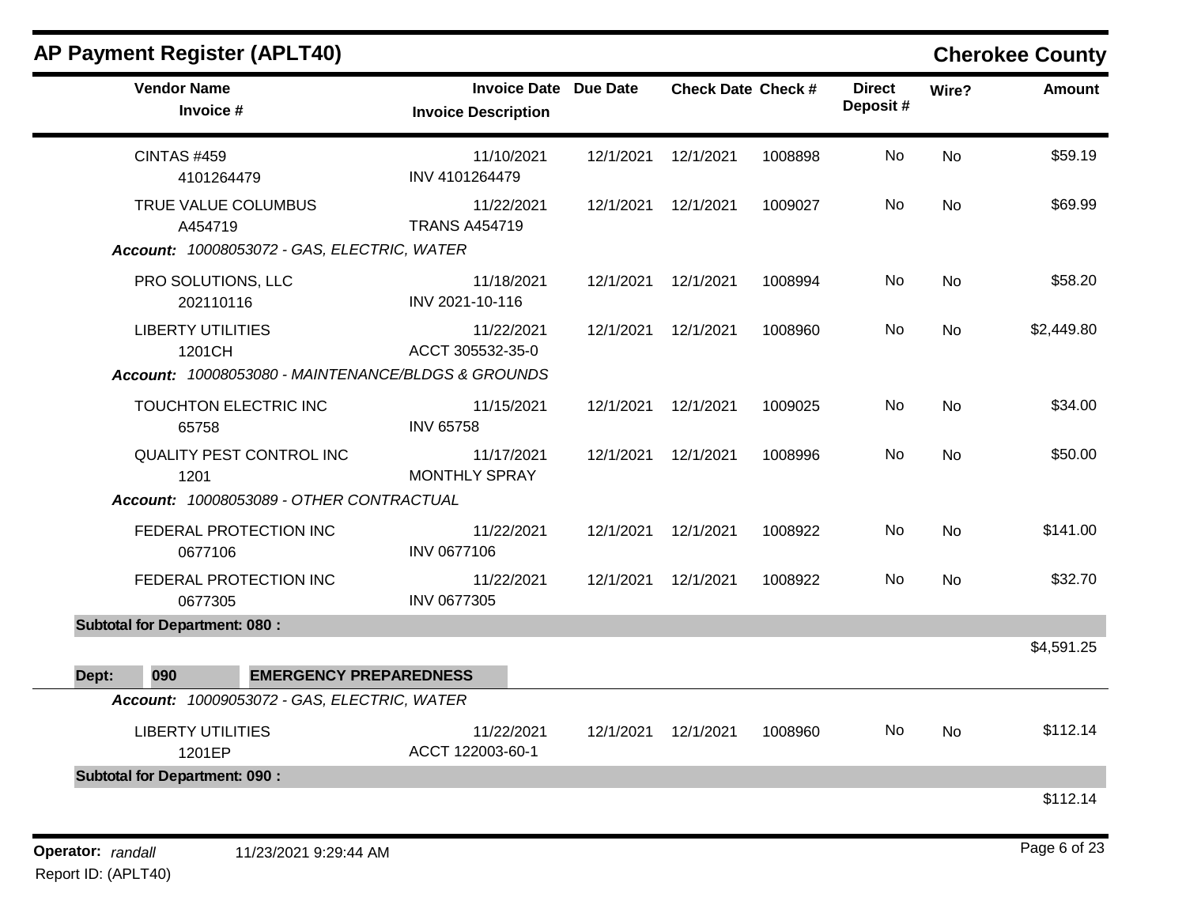## AP Payment Register (APLT40)

## Cherokee County

| Vendor Name / Invoice # | Invoice Date / Invoice Description | Due Date | Check Date | Check # | Direct Deposit # | Wire? | Amount |
|---|---|---|---|---|---|---|---|
| CINTAS #459<br>4101264479 | 11/10/2021<br>INV 4101264479 | 12/1/2021 | 12/1/2021 | 1008898 | No | No | $59.19 |
| TRUE VALUE COLUMBUS<br>A454719 | 11/22/2021<br>TRANS A454719 | 12/1/2021 | 12/1/2021 | 1009027 | No | No | $69.99 |
| ***Account:*** *10008053072 - GAS, ELECTRIC, WATER* | | | | | | | |
| PRO SOLUTIONS, LLC<br>202110116 | 11/18/2021<br>INV 2021-10-116 | 12/1/2021 | 12/1/2021 | 1008994 | No | No | $58.20 |
| LIBERTY UTILITIES<br>1201CH | 11/22/2021<br>ACCT 305532-35-0 | 12/1/2021 | 12/1/2021 | 1008960 | No | No | $2,449.80 |
| ***Account:*** *10008053080 - MAINTENANCE/BLDGS & GROUNDS* | | | | | | | |
| TOUCHTON ELECTRIC INC<br>65758 | 11/15/2021<br>INV 65758 | 12/1/2021 | 12/1/2021 | 1009025 | No | No | $34.00 |
| QUALITY PEST CONTROL INC<br>1201 | 11/17/2021<br>MONTHLY SPRAY | 12/1/2021 | 12/1/2021 | 1008996 | No | No | $50.00 |
| ***Account:*** *10008053089 - OTHER CONTRACTUAL* | | | | | | | |
| FEDERAL PROTECTION INC<br>0677106 | 11/22/2021<br>INV 0677106 | 12/1/2021 | 12/1/2021 | 1008922 | No | No | $141.00 |
| FEDERAL PROTECTION INC<br>0677305 | 11/22/2021<br>INV 0677305 | 12/1/2021 | 12/1/2021 | 1008922 | No | No | $32.70 |
| **Subtotal for Department: 080 :** | | | | | | | $4,591.25 |
| **Dept: 090 EMERGENCY PREPAREDNESS** | | | | | | | |
| ***Account:*** *10009053072 - GAS, ELECTRIC, WATER* | | | | | | | |
| LIBERTY UTILITIES<br>1201EP | 11/22/2021<br>ACCT 122003-60-1 | 12/1/2021 | 12/1/2021 | 1008960 | No | No | $112.14 |
| **Subtotal for Department: 090 :** | | | | | | | $112.14 |

**Operator:** *randall* 11/23/2021 9:29:44 AM

Report ID: (APLT40)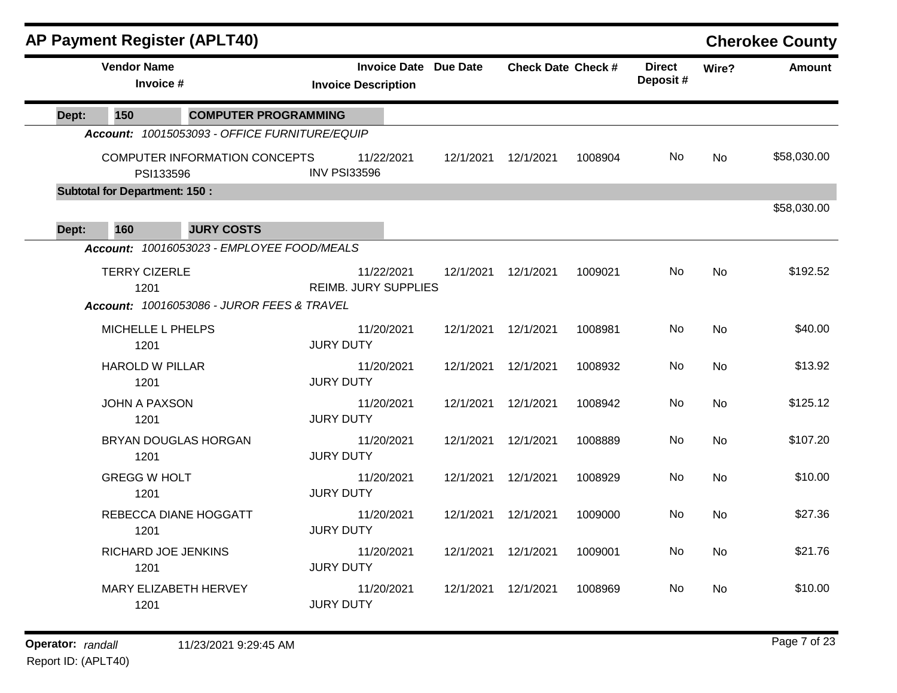# AP Payment Register (APLT40)

## Cherokee County

| Vendor Name / Invoice # | Invoice Date / Invoice Description | Due Date | Check Date | Check # | Direct Deposit # | Wire? | Amount |
|---|---|---|---|---|---|---|---|
| **Dept: 150 COMPUTER PROGRAMMING** | | | | | | | |
| ***Account: 10015053093 - OFFICE FURNITURE/EQUIP*** | | | | | | | |
| COMPUTER INFORMATION CONCEPTS<br>PSI133596 | 11/22/2021<br>INV PSI33596 | 12/1/2021 | 12/1/2021 | 1008904 | No | No | $58,030.00 |
| **Subtotal for Department: 150 :** | | | | | | | $58,030.00 |
| **Dept: 160 JURY COSTS** | | | | | | | |
| ***Account: 10016053023 - EMPLOYEE FOOD/MEALS*** | | | | | | | |
| TERRY CIZERLE<br>1201 | 11/22/2021<br>REIMB. JURY SUPPLIES | 12/1/2021 | 12/1/2021 | 1009021 | No | No | $192.52 |
| ***Account: 10016053086 - JUROR FEES & TRAVEL*** | | | | | | | |
| MICHELLE L PHELPS<br>1201 | 11/20/2021<br>JURY DUTY | 12/1/2021 | 12/1/2021 | 1008981 | No | No | $40.00 |
| HAROLD W PILLAR<br>1201 | 11/20/2021<br>JURY DUTY | 12/1/2021 | 12/1/2021 | 1008932 | No | No | $13.92 |
| JOHN A PAXSON<br>1201 | 11/20/2021<br>JURY DUTY | 12/1/2021 | 12/1/2021 | 1008942 | No | No | $125.12 |
| BRYAN DOUGLAS HORGAN<br>1201 | 11/20/2021<br>JURY DUTY | 12/1/2021 | 12/1/2021 | 1008889 | No | No | $107.20 |
| GREGG W HOLT<br>1201 | 11/20/2021<br>JURY DUTY | 12/1/2021 | 12/1/2021 | 1008929 | No | No | $10.00 |
| REBECCA DIANE HOGGATT<br>1201 | 11/20/2021<br>JURY DUTY | 12/1/2021 | 12/1/2021 | 1009000 | No | No | $27.36 |
| RICHARD JOE JENKINS<br>1201 | 11/20/2021<br>JURY DUTY | 12/1/2021 | 12/1/2021 | 1009001 | No | No | $21.76 |
| MARY ELIZABETH HERVEY<br>1201 | 11/20/2021<br>JURY DUTY | 12/1/2021 | 12/1/2021 | 1008969 | No | No | $10.00 |

**Operator:** *randall* 11/23/2021 9:29:45 AM

Report ID: (APLT40)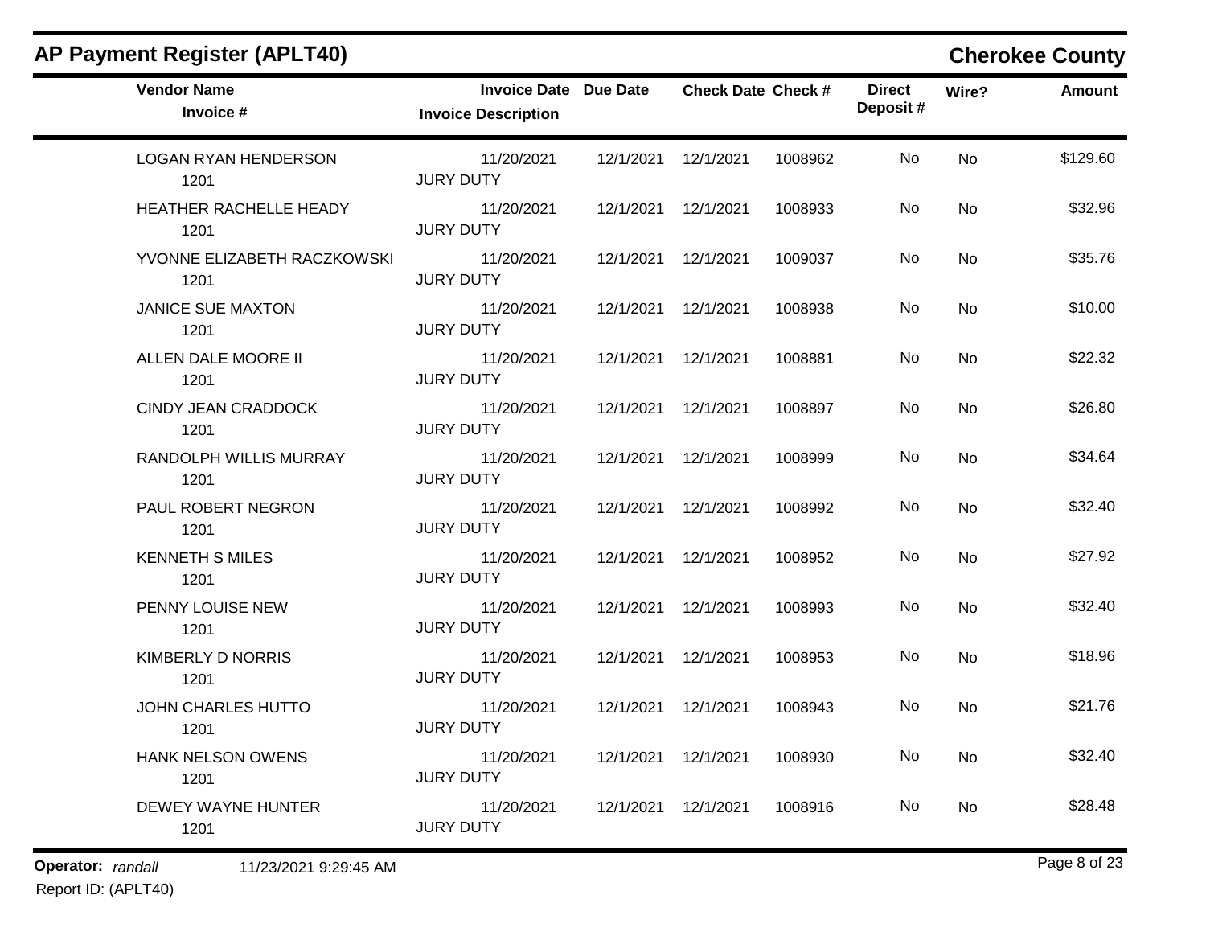## AP Payment Register (APLT40)

**Cherokee County**

| Vendor Name<br>Invoice # | Invoice Date<br>Invoice Description | Due Date | Check Date | Check # | Direct Deposit # | Wire? | Amount |
|---|---|---|---|---|---|---|---|
| LOGAN RYAN HENDERSON<br>1201 | 11/20/2021<br>JURY DUTY | 12/1/2021 | 12/1/2021 | 1008962 | No | No | $129.60 |
| HEATHER RACHELLE HEADY<br>1201 | 11/20/2021<br>JURY DUTY | 12/1/2021 | 12/1/2021 | 1008933 | No | No | $32.96 |
| YVONNE ELIZABETH RACZKOWSKI<br>1201 | 11/20/2021<br>JURY DUTY | 12/1/2021 | 12/1/2021 | 1009037 | No | No | $35.76 |
| JANICE SUE MAXTON<br>1201 | 11/20/2021<br>JURY DUTY | 12/1/2021 | 12/1/2021 | 1008938 | No | No | $10.00 |
| ALLEN DALE MOORE II<br>1201 | 11/20/2021<br>JURY DUTY | 12/1/2021 | 12/1/2021 | 1008881 | No | No | $22.32 |
| CINDY JEAN CRADDOCK<br>1201 | 11/20/2021<br>JURY DUTY | 12/1/2021 | 12/1/2021 | 1008897 | No | No | $26.80 |
| RANDOLPH WILLIS MURRAY<br>1201 | 11/20/2021<br>JURY DUTY | 12/1/2021 | 12/1/2021 | 1008999 | No | No | $34.64 |
| PAUL ROBERT NEGRON<br>1201 | 11/20/2021<br>JURY DUTY | 12/1/2021 | 12/1/2021 | 1008992 | No | No | $32.40 |
| KENNETH S MILES<br>1201 | 11/20/2021<br>JURY DUTY | 12/1/2021 | 12/1/2021 | 1008952 | No | No | $27.92 |
| PENNY LOUISE NEW<br>1201 | 11/20/2021<br>JURY DUTY | 12/1/2021 | 12/1/2021 | 1008993 | No | No | $32.40 |
| KIMBERLY D NORRIS<br>1201 | 11/20/2021<br>JURY DUTY | 12/1/2021 | 12/1/2021 | 1008953 | No | No | $18.96 |
| JOHN CHARLES HUTTO<br>1201 | 11/20/2021<br>JURY DUTY | 12/1/2021 | 12/1/2021 | 1008943 | No | No | $21.76 |
| HANK NELSON OWENS<br>1201 | 11/20/2021<br>JURY DUTY | 12/1/2021 | 12/1/2021 | 1008930 | No | No | $32.40 |
| DEWEY WAYNE HUNTER<br>1201 | 11/20/2021<br>JURY DUTY | 12/1/2021 | 12/1/2021 | 1008916 | No | No | $28.48 |

**Operator:** *randall* 11/23/2021 9:29:45 AM
Report ID: (APLT40)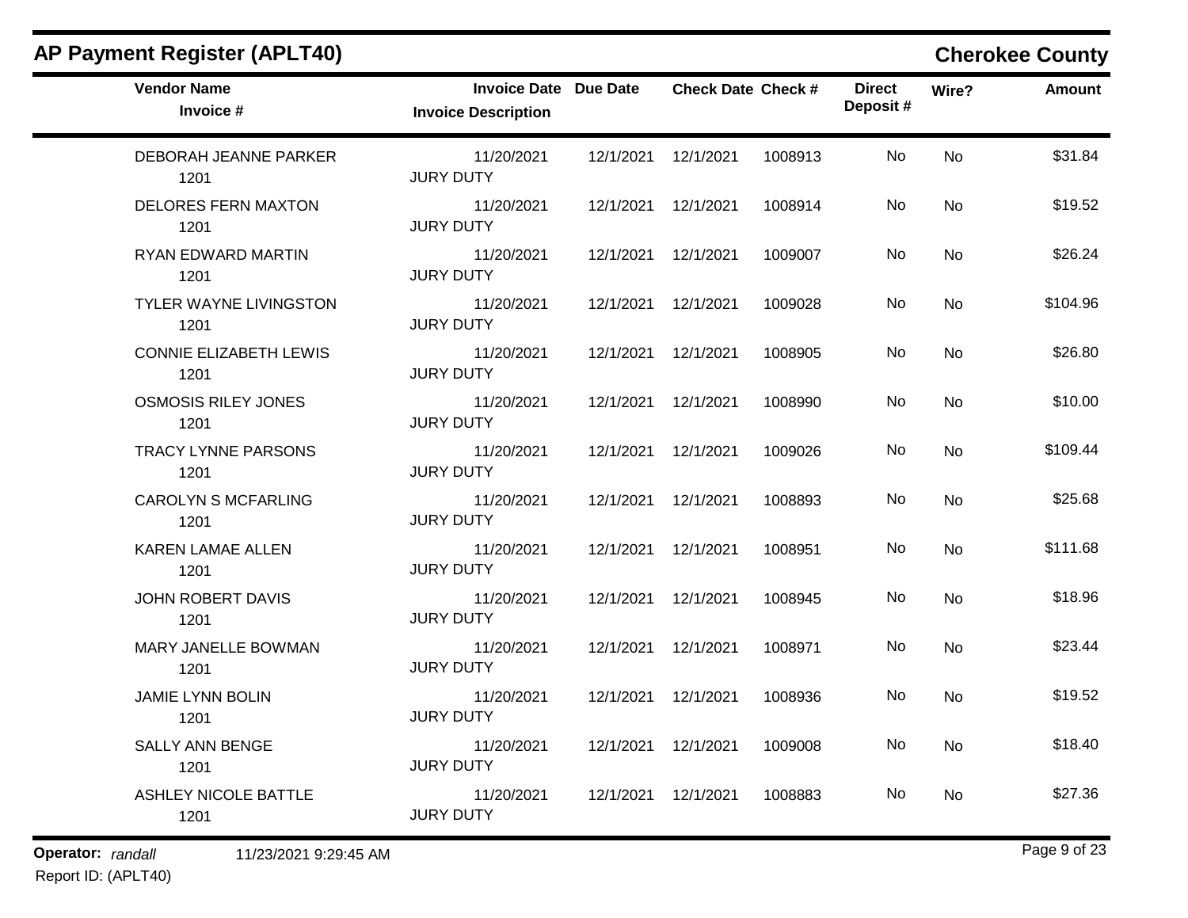## AP Payment Register (APLT40)

**Cherokee County**

| Vendor Name / Invoice # | Invoice Date / Invoice Description | Due Date | Check Date | Check # | Direct Deposit # | Wire? | Amount |
|---|---|---|---|---|---|---|---|
| DEBORAH JEANNE PARKER<br>1201 | 11/20/2021<br>JURY DUTY | 12/1/2021 | 12/1/2021 | 1008913 | No | No | $31.84 |
| DELORES FERN MAXTON<br>1201 | 11/20/2021<br>JURY DUTY | 12/1/2021 | 12/1/2021 | 1008914 | No | No | $19.52 |
| RYAN EDWARD MARTIN<br>1201 | 11/20/2021<br>JURY DUTY | 12/1/2021 | 12/1/2021 | 1009007 | No | No | $26.24 |
| TYLER WAYNE LIVINGSTON<br>1201 | 11/20/2021<br>JURY DUTY | 12/1/2021 | 12/1/2021 | 1009028 | No | No | $104.96 |
| CONNIE ELIZABETH LEWIS<br>1201 | 11/20/2021<br>JURY DUTY | 12/1/2021 | 12/1/2021 | 1008905 | No | No | $26.80 |
| OSMOSIS RILEY JONES<br>1201 | 11/20/2021<br>JURY DUTY | 12/1/2021 | 12/1/2021 | 1008990 | No | No | $10.00 |
| TRACY LYNNE PARSONS<br>1201 | 11/20/2021<br>JURY DUTY | 12/1/2021 | 12/1/2021 | 1009026 | No | No | $109.44 |
| CAROLYN S MCFARLING<br>1201 | 11/20/2021<br>JURY DUTY | 12/1/2021 | 12/1/2021 | 1008893 | No | No | $25.68 |
| KAREN LAMAE ALLEN<br>1201 | 11/20/2021<br>JURY DUTY | 12/1/2021 | 12/1/2021 | 1008951 | No | No | $111.68 |
| JOHN ROBERT DAVIS<br>1201 | 11/20/2021<br>JURY DUTY | 12/1/2021 | 12/1/2021 | 1008945 | No | No | $18.96 |
| MARY JANELLE BOWMAN<br>1201 | 11/20/2021<br>JURY DUTY | 12/1/2021 | 12/1/2021 | 1008971 | No | No | $23.44 |
| JAMIE LYNN BOLIN<br>1201 | 11/20/2021<br>JURY DUTY | 12/1/2021 | 12/1/2021 | 1008936 | No | No | $19.52 |
| SALLY ANN BENGE<br>1201 | 11/20/2021<br>JURY DUTY | 12/1/2021 | 12/1/2021 | 1009008 | No | No | $18.40 |
| ASHLEY NICOLE BATTLE<br>1201 | 11/20/2021<br>JURY DUTY | 12/1/2021 | 12/1/2021 | 1008883 | No | No | $27.36 |

**Operator:** *randall* 11/23/2021 9:29:45 AM

Report ID: (APLT40)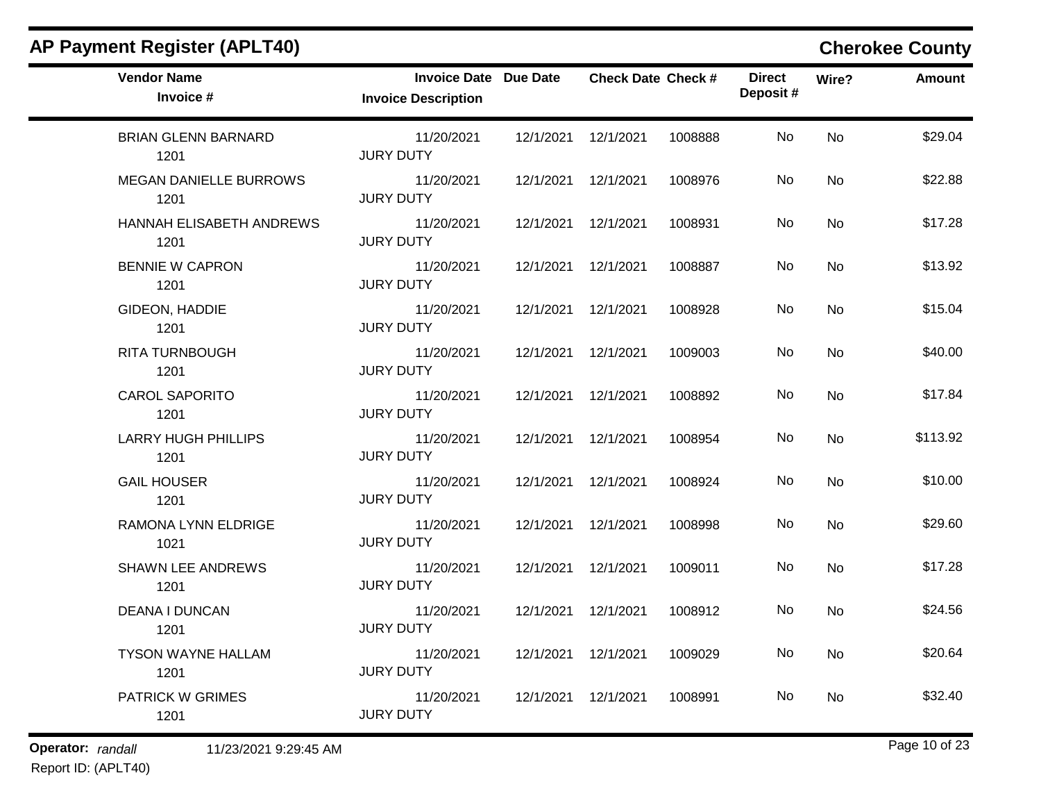# AP Payment Register (APLT40)

## Cherokee County

| Vendor Name / Invoice # | Invoice Date / Invoice Description | Due Date | Check Date | Check # | Direct Deposit # | Wire? | Amount |
|---|---|---|---|---|---|---|---|
| BRIAN GLENN BARNARD<br>1201 | 11/20/2021<br>JURY DUTY | 12/1/2021 | 12/1/2021 | 1008888 | No | No | $29.04 |
| MEGAN DANIELLE BURROWS<br>1201 | 11/20/2021<br>JURY DUTY | 12/1/2021 | 12/1/2021 | 1008976 | No | No | $22.88 |
| HANNAH ELISABETH ANDREWS<br>1201 | 11/20/2021<br>JURY DUTY | 12/1/2021 | 12/1/2021 | 1008931 | No | No | $17.28 |
| BENNIE W CAPRON<br>1201 | 11/20/2021<br>JURY DUTY | 12/1/2021 | 12/1/2021 | 1008887 | No | No | $13.92 |
| GIDEON, HADDIE<br>1201 | 11/20/2021<br>JURY DUTY | 12/1/2021 | 12/1/2021 | 1008928 | No | No | $15.04 |
| RITA TURNBOUGH<br>1201 | 11/20/2021<br>JURY DUTY | 12/1/2021 | 12/1/2021 | 1009003 | No | No | $40.00 |
| CAROL SAPORITO<br>1201 | 11/20/2021<br>JURY DUTY | 12/1/2021 | 12/1/2021 | 1008892 | No | No | $17.84 |
| LARRY HUGH PHILLIPS<br>1201 | 11/20/2021<br>JURY DUTY | 12/1/2021 | 12/1/2021 | 1008954 | No | No | $113.92 |
| GAIL HOUSER<br>1201 | 11/20/2021<br>JURY DUTY | 12/1/2021 | 12/1/2021 | 1008924 | No | No | $10.00 |
| RAMONA LYNN ELDRIGE<br>1021 | 11/20/2021<br>JURY DUTY | 12/1/2021 | 12/1/2021 | 1008998 | No | No | $29.60 |
| SHAWN LEE ANDREWS<br>1201 | 11/20/2021<br>JURY DUTY | 12/1/2021 | 12/1/2021 | 1009011 | No | No | $17.28 |
| DEANA I DUNCAN<br>1201 | 11/20/2021<br>JURY DUTY | 12/1/2021 | 12/1/2021 | 1008912 | No | No | $24.56 |
| TYSON WAYNE HALLAM<br>1201 | 11/20/2021<br>JURY DUTY | 12/1/2021 | 12/1/2021 | 1009029 | No | No | $20.64 |
| PATRICK W GRIMES<br>1201 | 11/20/2021<br>JURY DUTY | 12/1/2021 | 12/1/2021 | 1008991 | No | No | $32.40 |

**Operator:** *randall* 11/23/2021 9:29:45 AM

Report ID: (APLT40)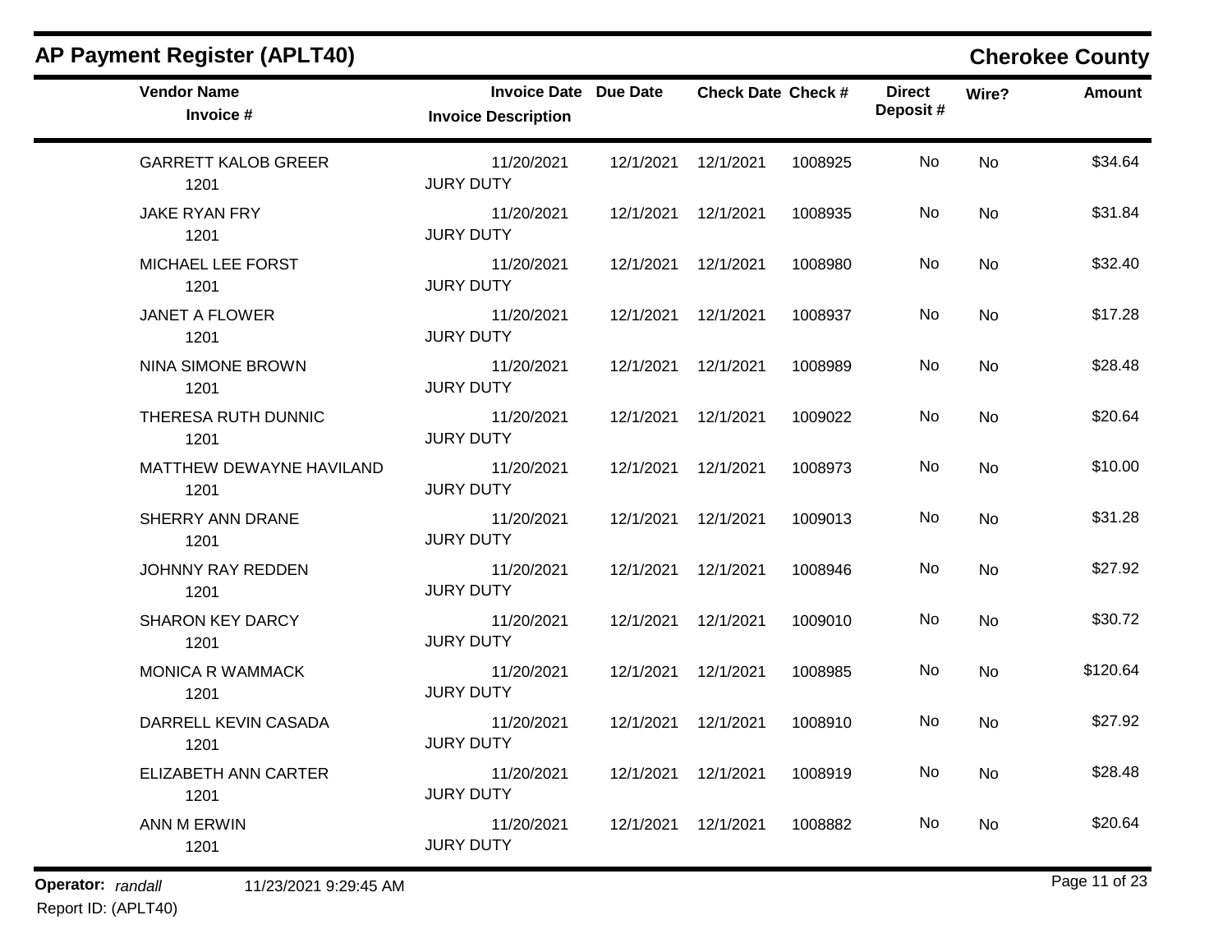## AP Payment Register (APLT40)

**Cherokee County**

| Vendor Name / Invoice # | Invoice Date / Invoice Description | Due Date | Check Date | Check # | Direct Deposit # | Wire? | Amount |
|---|---|---|---|---|---|---|---|
| GARRETT KALOB GREER<br>1201 | 11/20/2021<br>JURY DUTY | 12/1/2021 | 12/1/2021 | 1008925 | No | No | $34.64 |
| JAKE RYAN FRY<br>1201 | 11/20/2021<br>JURY DUTY | 12/1/2021 | 12/1/2021 | 1008935 | No | No | $31.84 |
| MICHAEL LEE FORST<br>1201 | 11/20/2021<br>JURY DUTY | 12/1/2021 | 12/1/2021 | 1008980 | No | No | $32.40 |
| JANET A FLOWER<br>1201 | 11/20/2021<br>JURY DUTY | 12/1/2021 | 12/1/2021 | 1008937 | No | No | $17.28 |
| NINA SIMONE BROWN<br>1201 | 11/20/2021<br>JURY DUTY | 12/1/2021 | 12/1/2021 | 1008989 | No | No | $28.48 |
| THERESA RUTH DUNNIC<br>1201 | 11/20/2021<br>JURY DUTY | 12/1/2021 | 12/1/2021 | 1009022 | No | No | $20.64 |
| MATTHEW DEWAYNE HAVILAND<br>1201 | 11/20/2021<br>JURY DUTY | 12/1/2021 | 12/1/2021 | 1008973 | No | No | $10.00 |
| SHERRY ANN DRANE<br>1201 | 11/20/2021<br>JURY DUTY | 12/1/2021 | 12/1/2021 | 1009013 | No | No | $31.28 |
| JOHNNY RAY REDDEN<br>1201 | 11/20/2021<br>JURY DUTY | 12/1/2021 | 12/1/2021 | 1008946 | No | No | $27.92 |
| SHARON KEY DARCY<br>1201 | 11/20/2021<br>JURY DUTY | 12/1/2021 | 12/1/2021 | 1009010 | No | No | $30.72 |
| MONICA R WAMMACK<br>1201 | 11/20/2021<br>JURY DUTY | 12/1/2021 | 12/1/2021 | 1008985 | No | No | $120.64 |
| DARRELL KEVIN CASADA<br>1201 | 11/20/2021<br>JURY DUTY | 12/1/2021 | 12/1/2021 | 1008910 | No | No | $27.92 |
| ELIZABETH ANN CARTER<br>1201 | 11/20/2021<br>JURY DUTY | 12/1/2021 | 12/1/2021 | 1008919 | No | No | $28.48 |
| ANN M ERWIN<br>1201 | 11/20/2021<br>JURY DUTY | 12/1/2021 | 12/1/2021 | 1008882 | No | No | $20.64 |

**Operator:** *randall* 11/23/2021 9:29:45 AM

Report ID: (APLT40)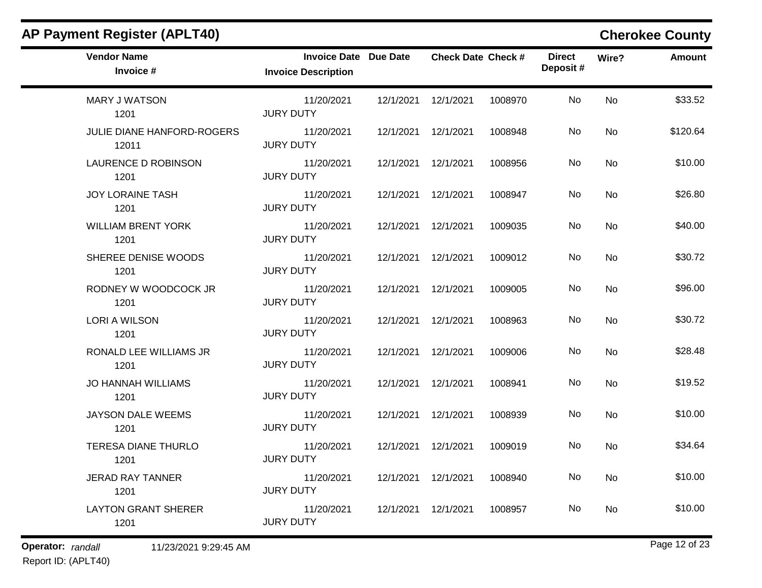## AP Payment Register (APLT40)

**Cherokee County**

| Vendor Name / Invoice # | Invoice Date / Invoice Description | Due Date | Check Date | Check # | Direct Deposit # | Wire? | Amount |
|---|---|---|---|---|---|---|---|
| MARY J WATSON<br>1201 | 11/20/2021<br>JURY DUTY | 12/1/2021 | 12/1/2021 | 1008970 | No | No | $33.52 |
| JULIE DIANE HANFORD-ROGERS<br>12011 | 11/20/2021<br>JURY DUTY | 12/1/2021 | 12/1/2021 | 1008948 | No | No | $120.64 |
| LAURENCE D ROBINSON<br>1201 | 11/20/2021<br>JURY DUTY | 12/1/2021 | 12/1/2021 | 1008956 | No | No | $10.00 |
| JOY LORAINE TASH<br>1201 | 11/20/2021<br>JURY DUTY | 12/1/2021 | 12/1/2021 | 1008947 | No | No | $26.80 |
| WILLIAM BRENT YORK<br>1201 | 11/20/2021<br>JURY DUTY | 12/1/2021 | 12/1/2021 | 1009035 | No | No | $40.00 |
| SHEREE DENISE WOODS<br>1201 | 11/20/2021<br>JURY DUTY | 12/1/2021 | 12/1/2021 | 1009012 | No | No | $30.72 |
| RODNEY W WOODCOCK JR<br>1201 | 11/20/2021<br>JURY DUTY | 12/1/2021 | 12/1/2021 | 1009005 | No | No | $96.00 |
| LORI A WILSON<br>1201 | 11/20/2021<br>JURY DUTY | 12/1/2021 | 12/1/2021 | 1008963 | No | No | $30.72 |
| RONALD LEE WILLIAMS JR<br>1201 | 11/20/2021<br>JURY DUTY | 12/1/2021 | 12/1/2021 | 1009006 | No | No | $28.48 |
| JO HANNAH WILLIAMS<br>1201 | 11/20/2021<br>JURY DUTY | 12/1/2021 | 12/1/2021 | 1008941 | No | No | $19.52 |
| JAYSON DALE WEEMS<br>1201 | 11/20/2021<br>JURY DUTY | 12/1/2021 | 12/1/2021 | 1008939 | No | No | $10.00 |
| TERESA DIANE THURLO<br>1201 | 11/20/2021<br>JURY DUTY | 12/1/2021 | 12/1/2021 | 1009019 | No | No | $34.64 |
| JERAD RAY TANNER<br>1201 | 11/20/2021<br>JURY DUTY | 12/1/2021 | 12/1/2021 | 1008940 | No | No | $10.00 |
| LAYTON GRANT SHERER<br>1201 | 11/20/2021<br>JURY DUTY | 12/1/2021 | 12/1/2021 | 1008957 | No | No | $10.00 |

**Operator:** *randall* 11/23/2021 9:29:45 AM

Report ID: (APLT40)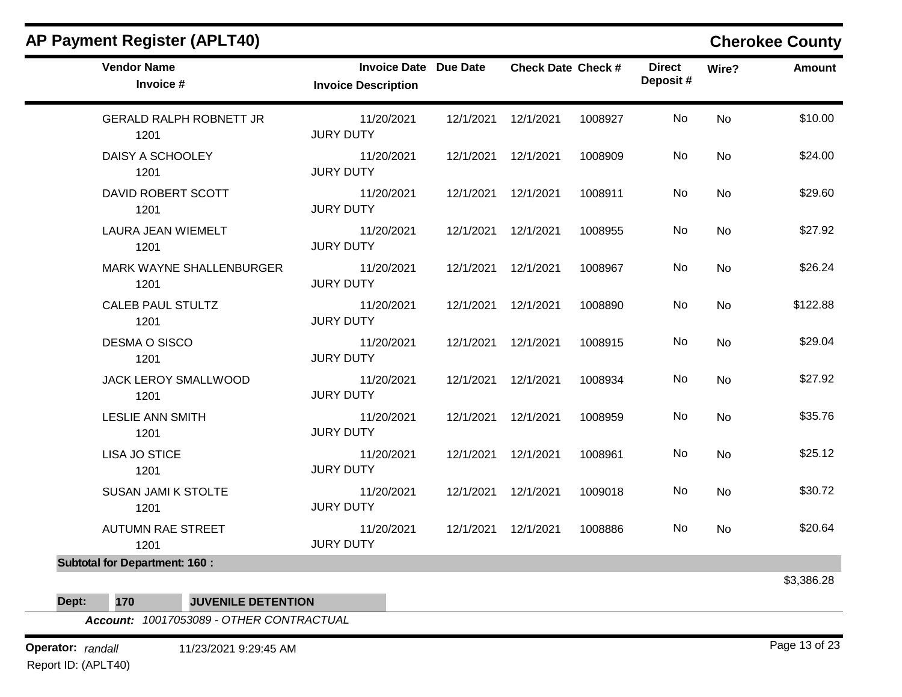## AP Payment Register (APLT40)

**Cherokee County**

| Vendor Name / Invoice # | Invoice Date / Invoice Description | Due Date | Check Date | Check # | Direct Deposit # | Wire? | Amount |
|---|---|---|---|---|---|---|---|
| GERALD RALPH ROBNETT JR<br>1201 | 11/20/2021<br>JURY DUTY | 12/1/2021 | 12/1/2021 | 1008927 | No | No | $10.00 |
| DAISY A SCHOOLEY<br>1201 | 11/20/2021<br>JURY DUTY | 12/1/2021 | 12/1/2021 | 1008909 | No | No | $24.00 |
| DAVID ROBERT SCOTT<br>1201 | 11/20/2021<br>JURY DUTY | 12/1/2021 | 12/1/2021 | 1008911 | No | No | $29.60 |
| LAURA JEAN WIEMELT<br>1201 | 11/20/2021<br>JURY DUTY | 12/1/2021 | 12/1/2021 | 1008955 | No | No | $27.92 |
| MARK WAYNE SHALLENBURGER<br>1201 | 11/20/2021<br>JURY DUTY | 12/1/2021 | 12/1/2021 | 1008967 | No | No | $26.24 |
| CALEB PAUL STULTZ<br>1201 | 11/20/2021<br>JURY DUTY | 12/1/2021 | 12/1/2021 | 1008890 | No | No | $122.88 |
| DESMA O SISCO<br>1201 | 11/20/2021<br>JURY DUTY | 12/1/2021 | 12/1/2021 | 1008915 | No | No | $29.04 |
| JACK LEROY SMALLWOOD<br>1201 | 11/20/2021<br>JURY DUTY | 12/1/2021 | 12/1/2021 | 1008934 | No | No | $27.92 |
| LESLIE ANN SMITH<br>1201 | 11/20/2021<br>JURY DUTY | 12/1/2021 | 12/1/2021 | 1008959 | No | No | $35.76 |
| LISA JO STICE<br>1201 | 11/20/2021<br>JURY DUTY | 12/1/2021 | 12/1/2021 | 1008961 | No | No | $25.12 |
| SUSAN JAMI K STOLTE<br>1201 | 11/20/2021<br>JURY DUTY | 12/1/2021 | 12/1/2021 | 1009018 | No | No | $30.72 |
| AUTUMN RAE STREET<br>1201 | 11/20/2021<br>JURY DUTY | 12/1/2021 | 12/1/2021 | 1008886 | No | No | $20.64 |

**Subtotal for Department: 160 :** $3,386.28

**Dept: 170 JUVENILE DETENTION**

***Account:*** *10017053089 - OTHER CONTRACTUAL*

**Operator:** *randall* 11/23/2021 9:29:45 AM

Report ID: (APLT40)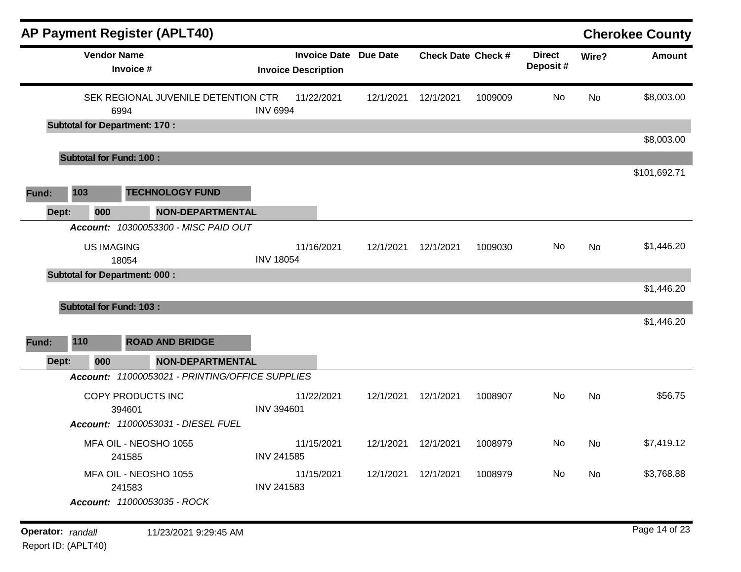## AP Payment Register (APLT40)

**Cherokee County**

| Vendor Name / Invoice # | Invoice Date / Invoice Description | Due Date | Check Date | Check # | Direct Deposit # | Wire? | Amount |
|---|---|---|---|---|---|---|---|
| SEK REGIONAL JUVENILE DETENTION CTR / 6994 | 11/22/2021 / INV 6994 | 12/1/2021 | 12/1/2021 | 1009009 | No | No | $8,003.00 |
| **Subtotal for Department: 170 :** | | | | | | | $8,003.00 |
| **Subtotal for Fund: 100 :** | | | | | | | $101,692.71 |

**Fund: 103 TECHNOLOGY FUND**

**Dept: 000 NON-DEPARTMENTAL**

***Account:*** *10300053300 - MISC PAID OUT*

| Vendor Name / Invoice # | Invoice Date / Invoice Description | Due Date | Check Date | Check # | Direct Deposit # | Wire? | Amount |
|---|---|---|---|---|---|---|---|
| US IMAGING / 18054 | 11/16/2021 / INV 18054 | 12/1/2021 | 12/1/2021 | 1009030 | No | No | $1,446.20 |
| **Subtotal for Department: 000 :** | | | | | | | $1,446.20 |
| **Subtotal for Fund: 103 :** | | | | | | | $1,446.20 |

**Fund: 110 ROAD AND BRIDGE**

**Dept: 000 NON-DEPARTMENTAL**

***Account:*** *11000053021 - PRINTING/OFFICE SUPPLIES*

| Vendor Name / Invoice # | Invoice Date / Invoice Description | Due Date | Check Date | Check # | Direct Deposit # | Wire? | Amount |
|---|---|---|---|---|---|---|---|
| COPY PRODUCTS INC / 394601 | 11/22/2021 / INV 394601 | 12/1/2021 | 12/1/2021 | 1008907 | No | No | $56.75 |

***Account:*** *11000053031 - DIESEL FUEL*

| Vendor Name / Invoice # | Invoice Date / Invoice Description | Due Date | Check Date | Check # | Direct Deposit # | Wire? | Amount |
|---|---|---|---|---|---|---|---|
| MFA OIL - NEOSHO 1055 / 241585 | 11/15/2021 / INV 241585 | 12/1/2021 | 12/1/2021 | 1008979 | No | No | $7,419.12 |
| MFA OIL - NEOSHO 1055 / 241583 | 11/15/2021 / INV 241583 | 12/1/2021 | 12/1/2021 | 1008979 | No | No | $3,768.88 |

***Account:*** *11000053035 - ROCK*

**Operator:** *randall* 11/23/2021 9:29:45 AM

Report ID: (APLT40)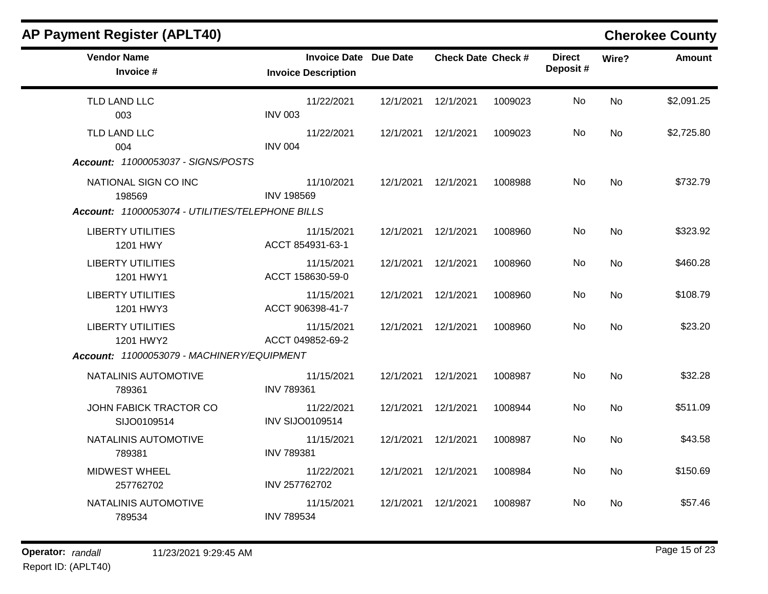# AP Payment Register (APLT40)

## Cherokee County

| Vendor Name / Invoice # | Invoice Date / Invoice Description | Due Date | Check Date | Check # | Direct Deposit # | Wire? | Amount |
|---|---|---|---|---|---|---|---|
| TLD LAND LLC<br>003 | 11/22/2021<br>INV 003 | 12/1/2021 | 12/1/2021 | 1009023 | No | No | $2,091.25 |
| TLD LAND LLC<br>004 | 11/22/2021<br>INV 004 | 12/1/2021 | 12/1/2021 | 1009023 | No | No | $2,725.80 |
| ***Account:** 11000053037 - SIGNS/POSTS* | | | | | | | |
| NATIONAL SIGN CO INC<br>198569 | 11/10/2021<br>INV 198569 | 12/1/2021 | 12/1/2021 | 1008988 | No | No | $732.79 |
| ***Account:** 11000053074 - UTILITIES/TELEPHONE BILLS* | | | | | | | |
| LIBERTY UTILITIES<br>1201 HWY | 11/15/2021<br>ACCT 854931-63-1 | 12/1/2021 | 12/1/2021 | 1008960 | No | No | $323.92 |
| LIBERTY UTILITIES<br>1201 HWY1 | 11/15/2021<br>ACCT 158630-59-0 | 12/1/2021 | 12/1/2021 | 1008960 | No | No | $460.28 |
| LIBERTY UTILITIES<br>1201 HWY3 | 11/15/2021<br>ACCT 906398-41-7 | 12/1/2021 | 12/1/2021 | 1008960 | No | No | $108.79 |
| LIBERTY UTILITIES<br>1201 HWY2 | 11/15/2021<br>ACCT 049852-69-2 | 12/1/2021 | 12/1/2021 | 1008960 | No | No | $23.20 |
| ***Account:** 11000053079 - MACHINERY/EQUIPMENT* | | | | | | | |
| NATALINIS AUTOMOTIVE<br>789361 | 11/15/2021<br>INV 789361 | 12/1/2021 | 12/1/2021 | 1008987 | No | No | $32.28 |
| JOHN FABICK TRACTOR CO<br>SIJO0109514 | 11/22/2021<br>INV SIJO0109514 | 12/1/2021 | 12/1/2021 | 1008944 | No | No | $511.09 |
| NATALINIS AUTOMOTIVE<br>789381 | 11/15/2021<br>INV 789381 | 12/1/2021 | 12/1/2021 | 1008987 | No | No | $43.58 |
| MIDWEST WHEEL<br>257762702 | 11/22/2021<br>INV 257762702 | 12/1/2021 | 12/1/2021 | 1008984 | No | No | $150.69 |
| NATALINIS AUTOMOTIVE<br>789534 | 11/15/2021<br>INV 789534 | 12/1/2021 | 12/1/2021 | 1008987 | No | No | $57.46 |

**Operator:** *randall* 11/23/2021 9:29:45 AM
Report ID: (APLT40)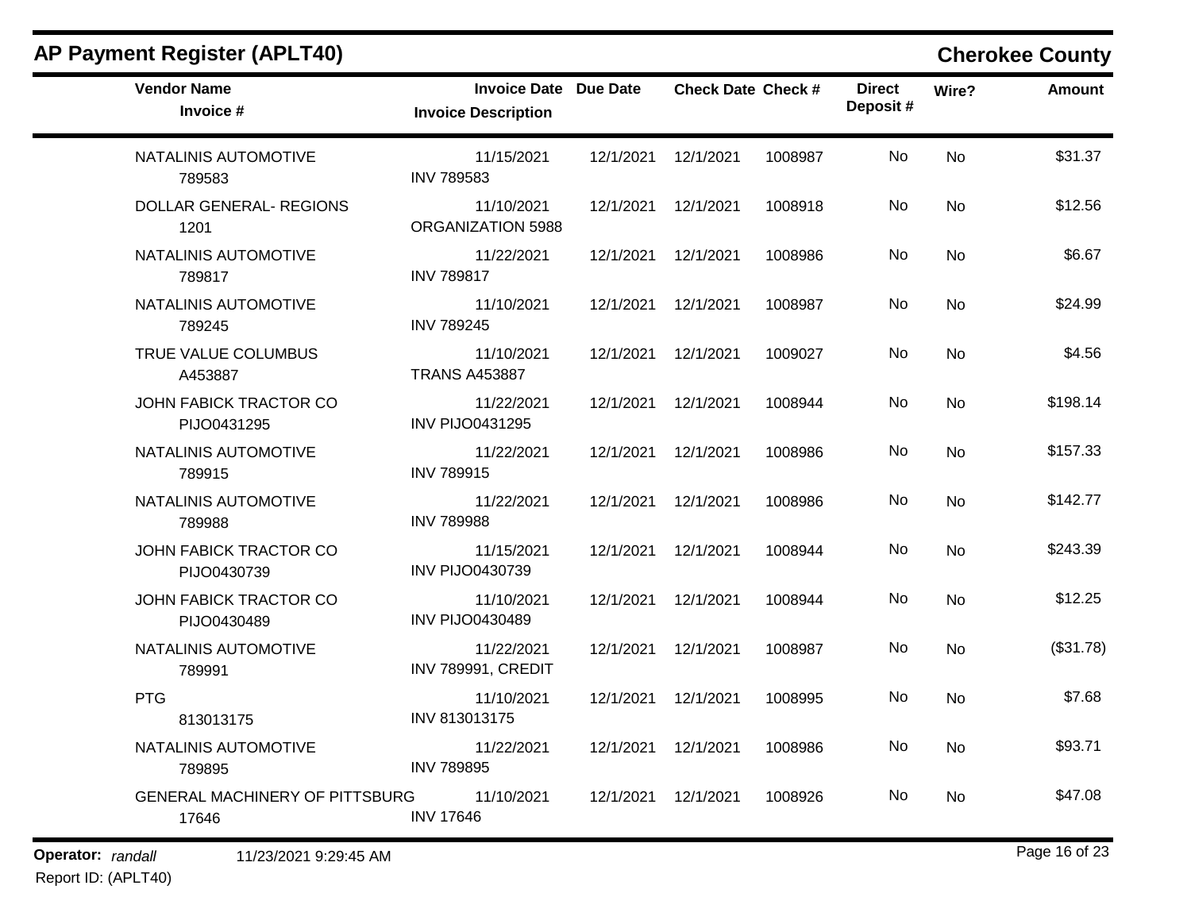# AP Payment Register (APLT40)

## Cherokee County

| Vendor Name<br>Invoice # | Invoice Date<br>Invoice Description | Due Date | Check Date | Check # | Direct Deposit # | Wire? | Amount |
|---|---|---|---|---|---|---|---|
| NATALINIS AUTOMOTIVE<br>789583 | 11/15/2021<br>INV 789583 | 12/1/2021 | 12/1/2021 | 1008987 | No | No | $31.37 |
| DOLLAR GENERAL- REGIONS<br>1201 | 11/10/2021<br>ORGANIZATION 5988 | 12/1/2021 | 12/1/2021 | 1008918 | No | No | $12.56 |
| NATALINIS AUTOMOTIVE<br>789817 | 11/22/2021<br>INV 789817 | 12/1/2021 | 12/1/2021 | 1008986 | No | No | $6.67 |
| NATALINIS AUTOMOTIVE<br>789245 | 11/10/2021<br>INV 789245 | 12/1/2021 | 12/1/2021 | 1008987 | No | No | $24.99 |
| TRUE VALUE COLUMBUS<br>A453887 | 11/10/2021<br>TRANS A453887 | 12/1/2021 | 12/1/2021 | 1009027 | No | No | $4.56 |
| JOHN FABICK TRACTOR CO<br>PIJO0431295 | 11/22/2021<br>INV PIJO0431295 | 12/1/2021 | 12/1/2021 | 1008944 | No | No | $198.14 |
| NATALINIS AUTOMOTIVE<br>789915 | 11/22/2021<br>INV 789915 | 12/1/2021 | 12/1/2021 | 1008986 | No | No | $157.33 |
| NATALINIS AUTOMOTIVE<br>789988 | 11/22/2021<br>INV 789988 | 12/1/2021 | 12/1/2021 | 1008986 | No | No | $142.77 |
| JOHN FABICK TRACTOR CO<br>PIJO0430739 | 11/15/2021<br>INV PIJO0430739 | 12/1/2021 | 12/1/2021 | 1008944 | No | No | $243.39 |
| JOHN FABICK TRACTOR CO<br>PIJO0430489 | 11/10/2021<br>INV PIJO0430489 | 12/1/2021 | 12/1/2021 | 1008944 | No | No | $12.25 |
| NATALINIS AUTOMOTIVE<br>789991 | 11/22/2021<br>INV 789991, CREDIT | 12/1/2021 | 12/1/2021 | 1008987 | No | No | ($31.78) |
| PTG<br>813013175 | 11/10/2021<br>INV 813013175 | 12/1/2021 | 12/1/2021 | 1008995 | No | No | $7.68 |
| NATALINIS AUTOMOTIVE<br>789895 | 11/22/2021<br>INV 789895 | 12/1/2021 | 12/1/2021 | 1008986 | No | No | $93.71 |
| GENERAL MACHINERY OF PITTSBURG<br>17646 | 11/10/2021<br>INV 17646 | 12/1/2021 | 12/1/2021 | 1008926 | No | No | $47.08 |

**Operator:** *randall* 11/23/2021 9:29:45 AM

Report ID: (APLT40)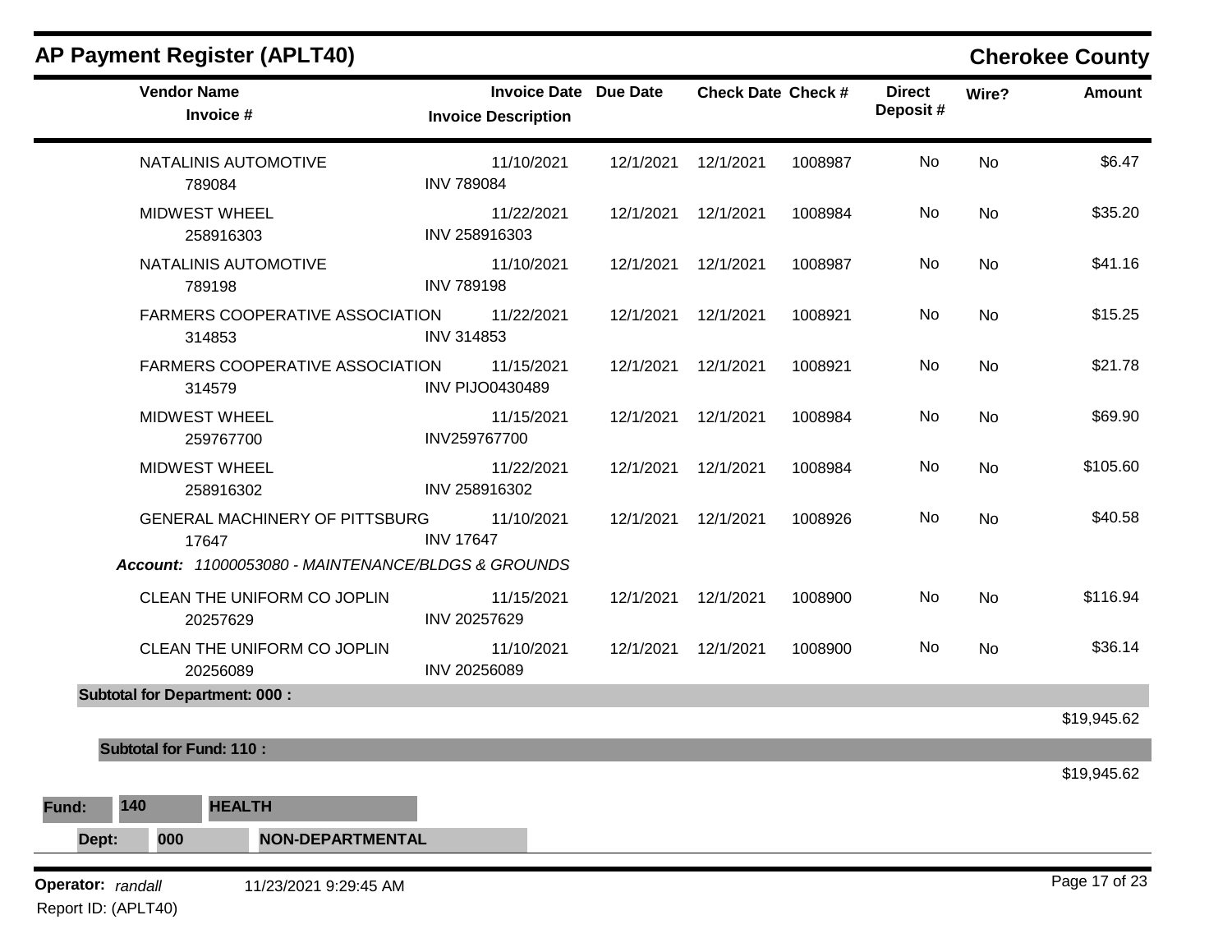# AP Payment Register (APLT40)

## Cherokee County

| Vendor Name / Invoice # | Invoice Date / Invoice Description | Due Date | Check Date | Check # | Direct Deposit # | Wire? | Amount |
|---|---|---|---|---|---|---|---|
| NATALINIS AUTOMOTIVE<br>789084 | 11/10/2021<br>INV 789084 | 12/1/2021 | 12/1/2021 | 1008987 | No | No | $6.47 |
| MIDWEST WHEEL<br>258916303 | 11/22/2021<br>INV 258916303 | 12/1/2021 | 12/1/2021 | 1008984 | No | No | $35.20 |
| NATALINIS AUTOMOTIVE<br>789198 | 11/10/2021<br>INV 789198 | 12/1/2021 | 12/1/2021 | 1008987 | No | No | $41.16 |
| FARMERS COOPERATIVE ASSOCIATION<br>314853 | 11/22/2021<br>INV 314853 | 12/1/2021 | 12/1/2021 | 1008921 | No | No | $15.25 |
| FARMERS COOPERATIVE ASSOCIATION<br>314579 | 11/15/2021<br>INV PIJO0430489 | 12/1/2021 | 12/1/2021 | 1008921 | No | No | $21.78 |
| MIDWEST WHEEL<br>259767700 | 11/15/2021<br>INV259767700 | 12/1/2021 | 12/1/2021 | 1008984 | No | No | $69.90 |
| MIDWEST WHEEL<br>258916302 | 11/22/2021<br>INV 258916302 | 12/1/2021 | 12/1/2021 | 1008984 | No | No | $105.60 |
| GENERAL MACHINERY OF PITTSBURG<br>17647 | 11/10/2021<br>INV 17647 | 12/1/2021 | 12/1/2021 | 1008926 | No | No | $40.58 |
| ***Account:*** *11000053080 - MAINTENANCE/BLDGS & GROUNDS* | | | | | | | |
| CLEAN THE UNIFORM CO JOPLIN<br>20257629 | 11/15/2021<br>INV 20257629 | 12/1/2021 | 12/1/2021 | 1008900 | No | No | $116.94 |
| CLEAN THE UNIFORM CO JOPLIN<br>20256089 | 11/10/2021<br>INV 20256089 | 12/1/2021 | 12/1/2021 | 1008900 | No | No | $36.14 |
| **Subtotal for Department: 000 :** | | | | | | | $19,945.62 |
| **Subtotal for Fund: 110 :** | | | | | | | $19,945.62 |

**Fund:** 140 **HEALTH**

**Dept:** 000 **NON-DEPARTMENTAL**

**Operator:** *randall* 11/23/2021 9:29:45 AM

Report ID: (APLT40)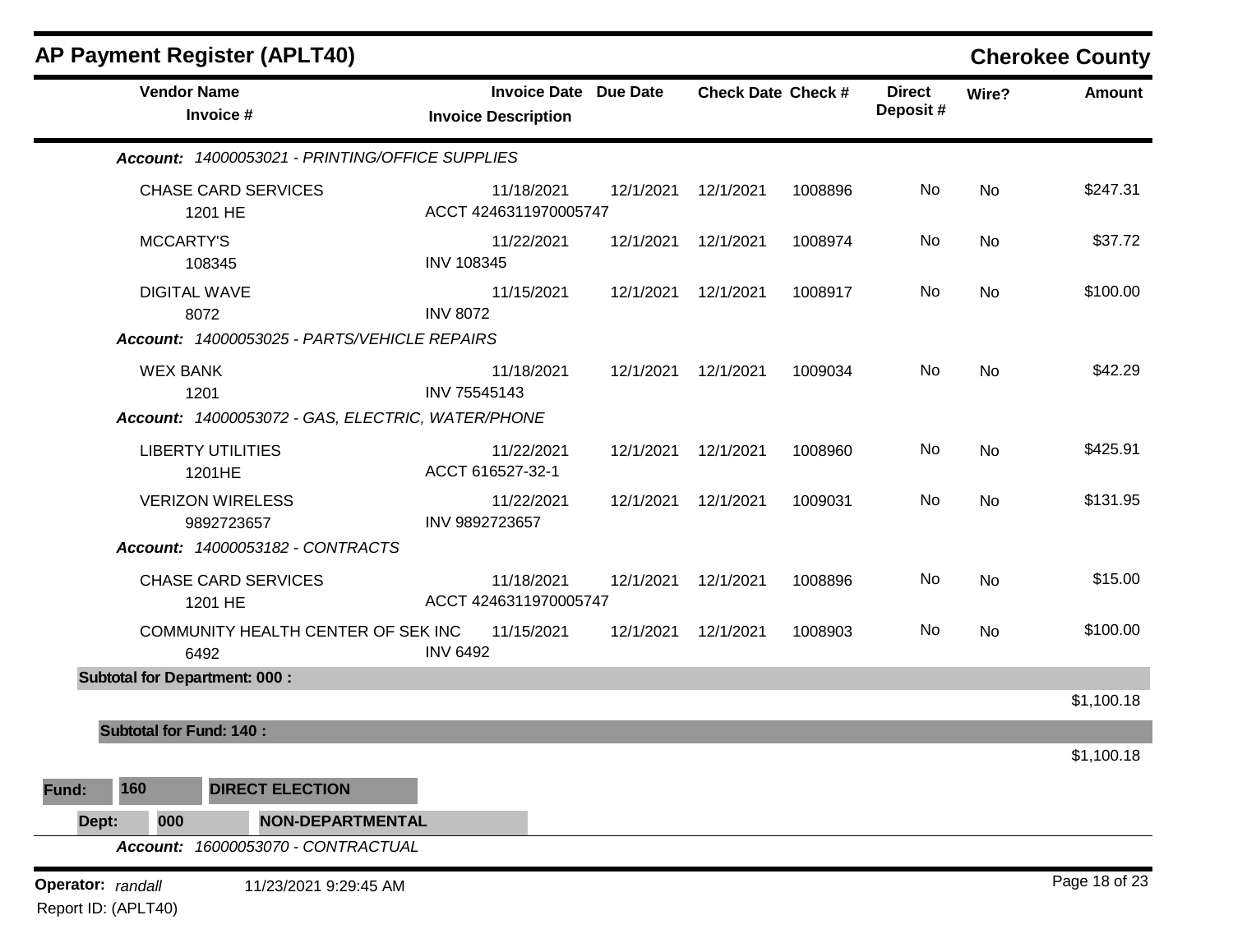## AP Payment Register (APLT40) — Cherokee County

| Vendor Name / Invoice # | Invoice Date / Invoice Description | Due Date | Check Date | Check # | Direct Deposit # | Wire? | Amount |
|---|---|---|---|---|---|---|---|
| ***Account: 14000053021 - PRINTING/OFFICE SUPPLIES*** | | | | | | | |
| CHASE CARD SERVICES<br>1201 HE | 11/18/2021<br>ACCT 4246311970005747 | 12/1/2021 | 12/1/2021 | 1008896 | No | No | $247.31 |
| MCCARTY'S<br>108345 | 11/22/2021<br>INV 108345 | 12/1/2021 | 12/1/2021 | 1008974 | No | No | $37.72 |
| DIGITAL WAVE<br>8072 | 11/15/2021<br>INV 8072 | 12/1/2021 | 12/1/2021 | 1008917 | No | No | $100.00 |
| ***Account: 14000053025 - PARTS/VEHICLE REPAIRS*** | | | | | | | |
| WEX BANK<br>1201 | 11/18/2021<br>INV 75545143 | 12/1/2021 | 12/1/2021 | 1009034 | No | No | $42.29 |
| ***Account: 14000053072 - GAS, ELECTRIC, WATER/PHONE*** | | | | | | | |
| LIBERTY UTILITIES<br>1201HE | 11/22/2021<br>ACCT 616527-32-1 | 12/1/2021 | 12/1/2021 | 1008960 | No | No | $425.91 |
| VERIZON WIRELESS<br>9892723657 | 11/22/2021<br>INV 9892723657 | 12/1/2021 | 12/1/2021 | 1009031 | No | No | $131.95 |
| ***Account: 14000053182 - CONTRACTS*** | | | | | | | |
| CHASE CARD SERVICES<br>1201 HE | 11/18/2021<br>ACCT 4246311970005747 | 12/1/2021 | 12/1/2021 | 1008896 | No | No | $15.00 |
| COMMUNITY HEALTH CENTER OF SEK INC<br>6492 | 11/15/2021<br>INV 6492 | 12/1/2021 | 12/1/2021 | 1008903 | No | No | $100.00 |
| **Subtotal for Department: 000 :** | | | | | | | $1,100.18 |
| **Subtotal for Fund: 140 :** | | | | | | | $1,100.18 |

**Fund:** **160** **DIRECT ELECTION**

**Dept:** **000** **NON-DEPARTMENTAL**

***Account: 16000053070 - CONTRACTUAL***

**Operator:** *randall* 11/23/2021 9:29:45 AM

Report ID: (APLT40)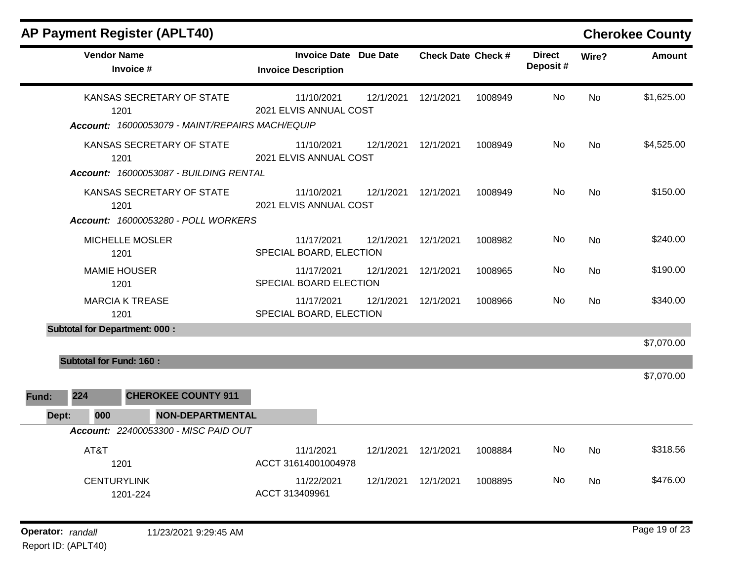## AP Payment Register (APLT40)

**Cherokee County**

| Vendor Name / Invoice # | Invoice Date / Invoice Description | Due Date | Check Date | Check # | Direct Deposit # | Wire? | Amount |
|---|---|---|---|---|---|---|---|
| KANSAS SECRETARY OF STATE<br>1201 | 11/10/2021<br>2021 ELVIS ANNUAL COST | 12/1/2021 | 12/1/2021 | 1008949 | No | No | $1,625.00 |
| *Account: 16000053079 - MAINT/REPAIRS MACH/EQUIP* | | | | | | | |
| KANSAS SECRETARY OF STATE<br>1201 | 11/10/2021<br>2021 ELVIS ANNUAL COST | 12/1/2021 | 12/1/2021 | 1008949 | No | No | $4,525.00 |
| *Account: 16000053087 - BUILDING RENTAL* | | | | | | | |
| KANSAS SECRETARY OF STATE<br>1201 | 11/10/2021<br>2021 ELVIS ANNUAL COST | 12/1/2021 | 12/1/2021 | 1008949 | No | No | $150.00 |
| *Account: 16000053280 - POLL WORKERS* | | | | | | | |
| MICHELLE MOSLER<br>1201 | 11/17/2021<br>SPECIAL BOARD, ELECTION | 12/1/2021 | 12/1/2021 | 1008982 | No | No | $240.00 |
| MAMIE HOUSER<br>1201 | 11/17/2021<br>SPECIAL BOARD ELECTION | 12/1/2021 | 12/1/2021 | 1008965 | No | No | $190.00 |
| MARCIA K TREASE<br>1201 | 11/17/2021<br>SPECIAL BOARD, ELECTION | 12/1/2021 | 12/1/2021 | 1008966 | No | No | $340.00 |
| **Subtotal for Department: 000 :** | | | | | | | $7,070.00 |
| **Subtotal for Fund: 160 :** | | | | | | | $7,070.00 |

**Fund: 224 CHEROKEE COUNTY 911**

**Dept: 000 NON-DEPARTMENTAL**

| Vendor Name / Invoice # | Invoice Date / Invoice Description | Due Date | Check Date | Check # | Direct Deposit # | Wire? | Amount |
|---|---|---|---|---|---|---|---|
| *Account: 22400053300 - MISC PAID OUT* | | | | | | | |
| AT&T<br>1201 | 11/1/2021<br>ACCT 31614001004978 | 12/1/2021 | 12/1/2021 | 1008884 | No | No | $318.56 |
| CENTURYLINK<br>1201-224 | 11/22/2021<br>ACCT 313409961 | 12/1/2021 | 12/1/2021 | 1008895 | No | No | $476.00 |

**Operator:** *randall* 11/23/2021 9:29:45 AM

Report ID: (APLT40)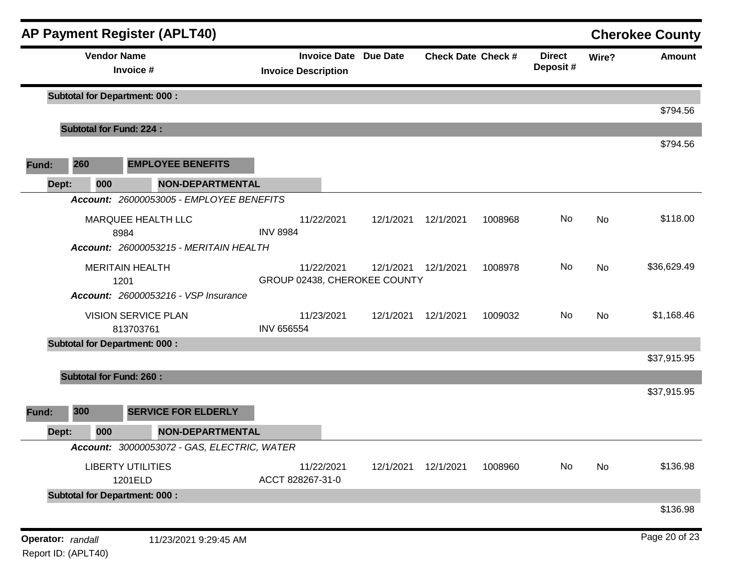## AP Payment Register (APLT40)

**Cherokee County**

| Vendor Name / Invoice # | Invoice Date / Invoice Description | Due Date | Check Date | Check # | Direct Deposit # | Wire? | Amount |
|---|---|---|---|---|---|---|---|
| **Subtotal for Department: 000 :** | | | | | | | $794.56 |
| **Subtotal for Fund: 224 :** | | | | | | | $794.56 |

**Fund: 260 EMPLOYEE BENEFITS**

**Dept: 000 NON-DEPARTMENTAL**

| Vendor Name / Invoice # | Invoice Date / Invoice Description | Due Date | Check Date | Check # | Direct Deposit # | Wire? | Amount |
|---|---|---|---|---|---|---|---|
| ***Account: 26000053005 - EMPLOYEE BENEFITS*** | | | | | | | |
| MARQUEE HEALTH LLC<br>8984 | 11/22/2021<br>INV 8984 | 12/1/2021 | 12/1/2021 | 1008968 | No | No | $118.00 |
| ***Account: 26000053215 - MERITAIN HEALTH*** | | | | | | | |
| MERITAIN HEALTH<br>1201 | 11/22/2021<br>GROUP 02438, CHEROKEE COUNTY | 12/1/2021 | 12/1/2021 | 1008978 | No | No | $36,629.49 |
| ***Account: 26000053216 - VSP Insurance*** | | | | | | | |
| VISION SERVICE PLAN<br>813703761 | 11/23/2021<br>INV 656554 | 12/1/2021 | 12/1/2021 | 1009032 | No | No | $1,168.46 |
| **Subtotal for Department: 000 :** | | | | | | | $37,915.95 |
| **Subtotal for Fund: 260 :** | | | | | | | $37,915.95 |

**Fund: 300 SERVICE FOR ELDERLY**

**Dept: 000 NON-DEPARTMENTAL**

| Vendor Name / Invoice # | Invoice Date / Invoice Description | Due Date | Check Date | Check # | Direct Deposit # | Wire? | Amount |
|---|---|---|---|---|---|---|---|
| ***Account: 30000053072 - GAS, ELECTRIC, WATER*** | | | | | | | |
| LIBERTY UTILITIES<br>1201ELD | 11/22/2021<br>ACCT 828267-31-0 | 12/1/2021 | 12/1/2021 | 1008960 | No | No | $136.98 |
| **Subtotal for Department: 000 :** | | | | | | | $136.98 |

**Operator:** *randall* 11/23/2021 9:29:45 AM

Report ID: (APLT40)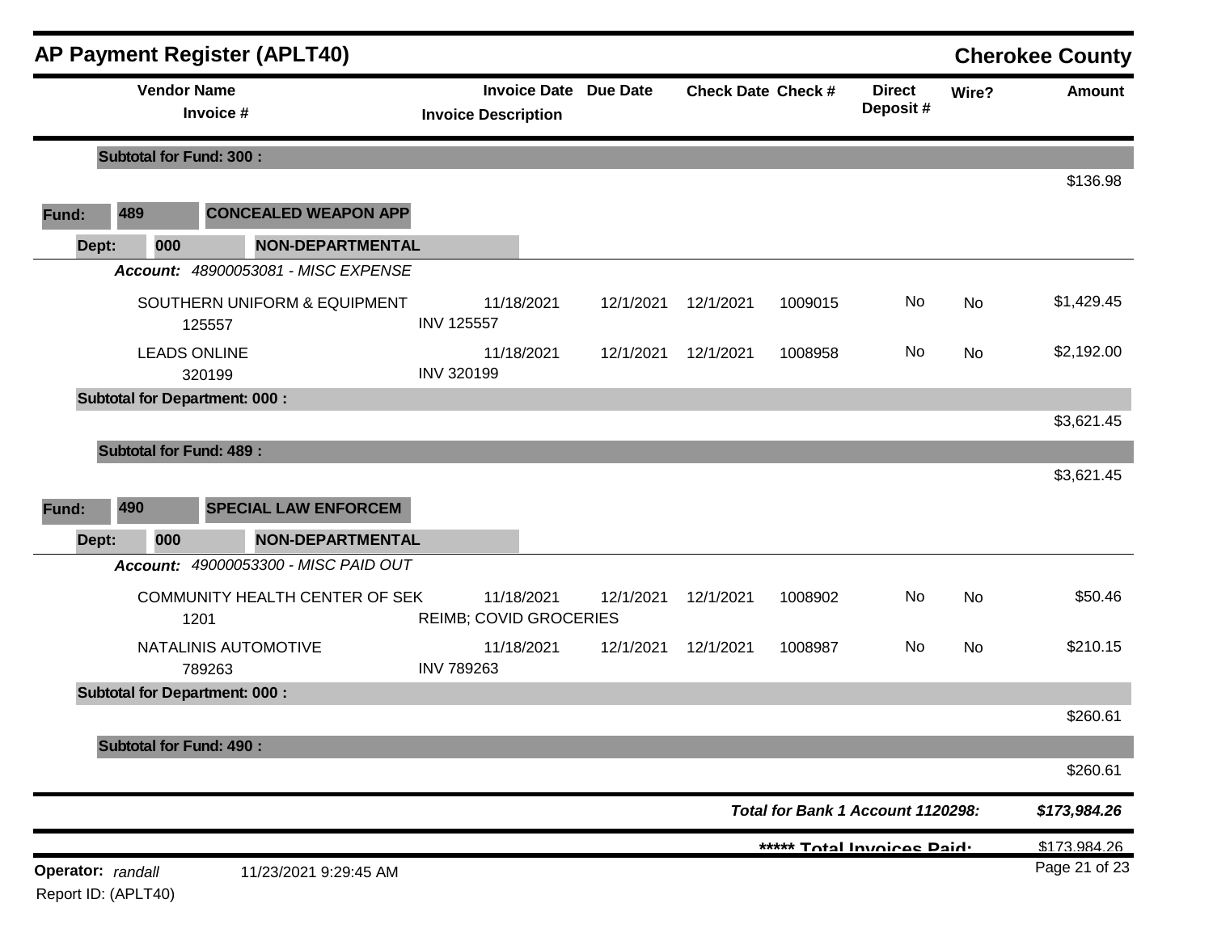## AP Payment Register (APLT40)

**Cherokee County**

| Vendor Name / Invoice # | Invoice Date / Invoice Description | Due Date | Check Date | Check # | Direct Deposit # | Wire? | Amount |
|---|---|---|---|---|---|---|---|
| **Subtotal for Fund: 300 :** | | | | | | | $136.98 |
| **Fund: 489 CONCEALED WEAPON APP** | | | | | | | |
| **Dept: 000 NON-DEPARTMENTAL** | | | | | | | |
| ***Account: 48900053081 - MISC EXPENSE*** | | | | | | | |
| SOUTHERN UNIFORM & EQUIPMENT<br>125557 | 11/18/2021<br>INV 125557 | 12/1/2021 | 12/1/2021 | 1009015 | No | No | $1,429.45 |
| LEADS ONLINE<br>320199 | 11/18/2021<br>INV 320199 | 12/1/2021 | 12/1/2021 | 1008958 | No | No | $2,192.00 |
| **Subtotal for Department: 000 :** | | | | | | | $3,621.45 |
| **Subtotal for Fund: 489 :** | | | | | | | $3,621.45 |
| **Fund: 490 SPECIAL LAW ENFORCEM** | | | | | | | |
| **Dept: 000 NON-DEPARTMENTAL** | | | | | | | |
| ***Account: 49000053300 - MISC PAID OUT*** | | | | | | | |
| COMMUNITY HEALTH CENTER OF SEK<br>1201 | 11/18/2021<br>REIMB; COVID GROCERIES | 12/1/2021 | 12/1/2021 | 1008902 | No | No | $50.46 |
| NATALINIS AUTOMOTIVE<br>789263 | 11/18/2021<br>INV 789263 | 12/1/2021 | 12/1/2021 | 1008987 | No | No | $210.15 |
| **Subtotal for Department: 000 :** | | | | | | | $260.61 |
| **Subtotal for Fund: 490 :** | | | | | | | $260.61 |

***Total for Bank 1 Account 1120298:*** ***$173,984.26***

**\*\*\*\*\* Total Invoices Paid:** $173,984.26

**Operator:** *randall* 11/23/2021 9:29:45 AM

Report ID: (APLT40)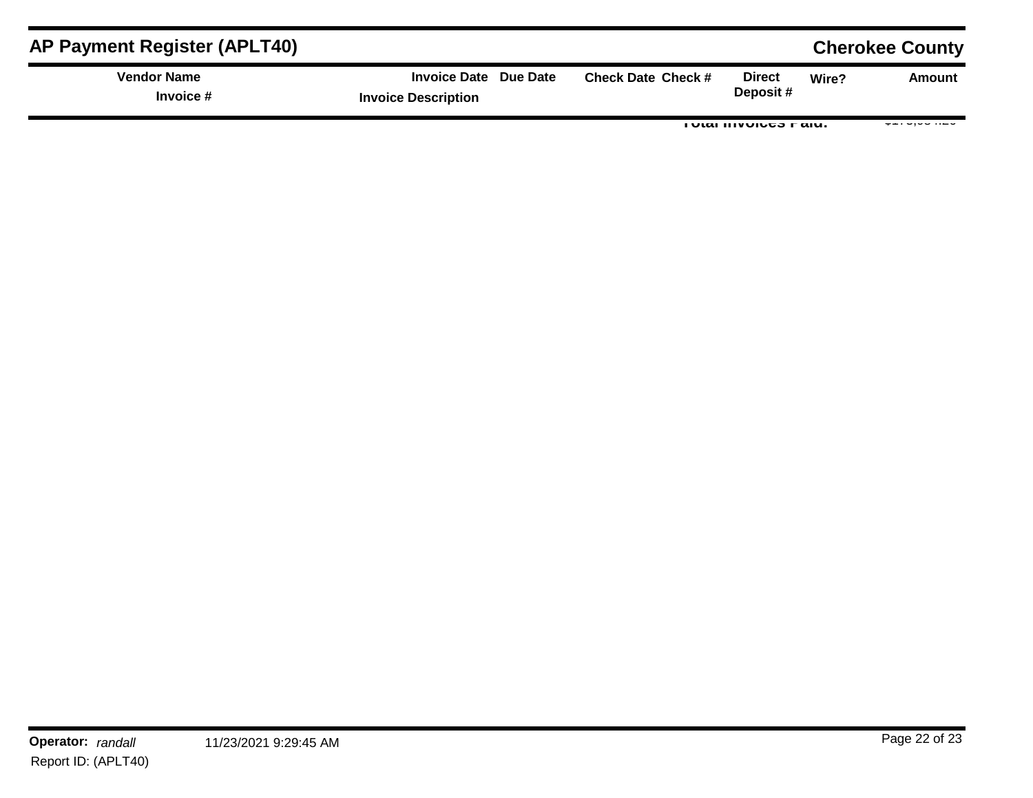**Total Invoices Paid:**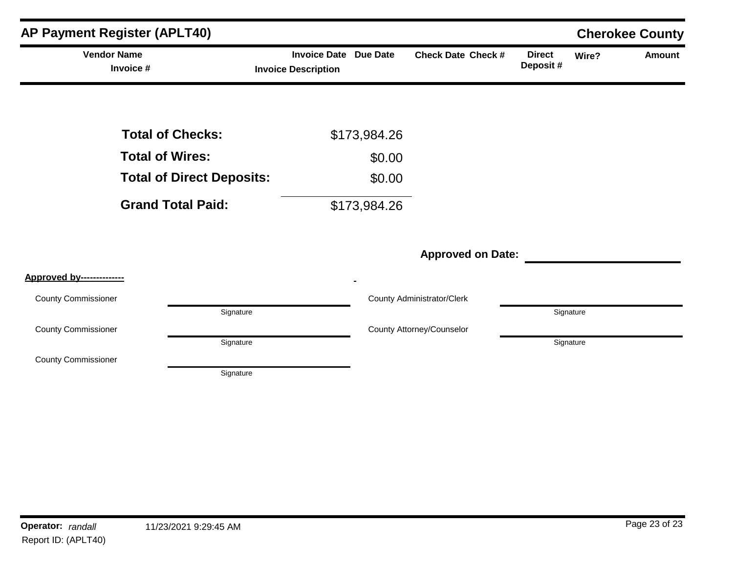## AP Payment Register (APLT40)

**Cherokee County**

| Vendor Name / Invoice # | Invoice Date / Invoice Description | Due Date | Check Date | Check # | Direct Deposit # | Wire? | Amount |
|---|---|---|---|---|---|---|---|

| | |
|---|---|
| **Total of Checks:** | $173,984.26 |
| **Total of Wires:** | $0.00 |
| **Total of Direct Deposits:** | $0.00 |
| **Grand Total Paid:** | $173,984.26 |

**Approved on Date:** ______________________

**Approved by--------------**

County Commissioner ______________________
Signature

County Administrator/Clerk ______________________
Signature

County Commissioner ______________________
Signature

County Attorney/Counselor ______________________
Signature

County Commissioner ______________________
Signature

**Operator:** *randall* 11/23/2021 9:29:45 AM
Report ID: (APLT40)